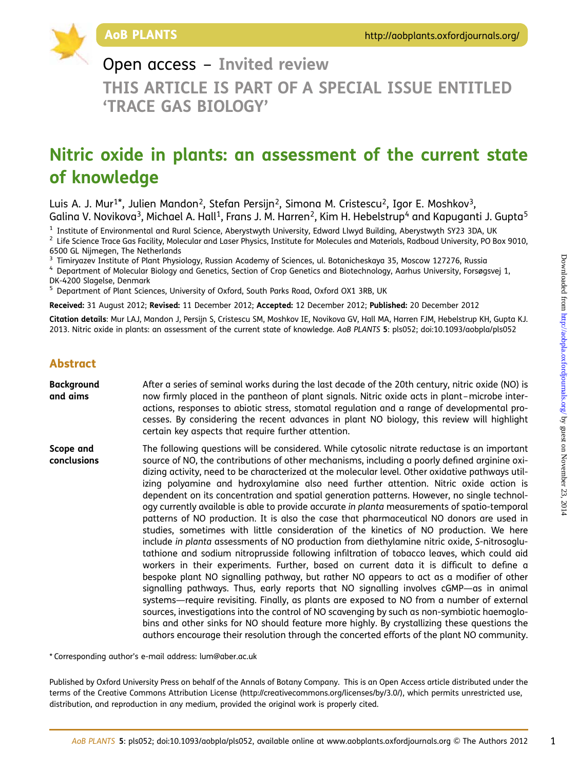Open access – Invited review

THIS ARTICLE IS PART OF A SPECIAL ISSUE ENTITLED 'TRACE GAS BIOLOGY'

# Nitric oxide in plants: an assessment of the current state of knowledge

Luis A. J. Mur[1]*, Julien Mandon[2], Stefan Persijn[2], Simona M. Cristescu[2], Igor E. Moshkov[3], Galina V. Novikova[3], Michael A. Hall[1], Frans J. M. Harren[2], Kim H. Hebelstrup[4] and Kapuganti J. Gupta[5]

[1] Institute of Environmental and Rural Science, Aberystwyth University, Edward Llwyd Building, Aberystwyth SY23 3DA, UK
[2] Life Science Trace Gas Facility, Molecular and Laser Physics, Institute for Molecules and Materials, Radboud University, PO Box 9010, 6500 GL Nijmegen, The Netherlands
[3] Timiryazev Institute of Plant Physiology, Russian Academy of Sciences, ul. Botanicheskaya 35, Moscow 127276, Russia
[4] Department of Molecular Biology and Genetics, Section of Crop Genetics and Biotechnology, Aarhus University, Forsøgsvej 1, DK-4200 Slagelse, Denmark
[5] Department of Plant Sciences, University of Oxford, South Parks Road, Oxford OX1 3RB, UK

**Received:** 31 August 2012; **Revised:** 11 December 2012; **Accepted:** 12 December 2012; **Published:** 20 December 2012

**Citation details**: Mur LAJ, Mandon J, Persijn S, Cristescu SM, Moshkov IE, Novikova GV, Hall MA, Harren FJM, Hebelstrup KH, Gupta KJ. 2013. Nitric oxide in plants: an assessment of the current state of knowledge. *AoB PLANTS* **5**: pls052; doi:10.1093/aobpla/pls052

## Abstract

**Background and aims**

After a series of seminal works during the last decade of the 20th century, nitric oxide (NO) is now firmly placed in the pantheon of plant signals. Nitric oxide acts in plant–microbe interactions, responses to abiotic stress, stomatal regulation and a range of developmental processes. By considering the recent advances in plant NO biology, this review will highlight certain key aspects that require further attention.

**Scope and conclusions**

The following questions will be considered. While cytosolic nitrate reductase is an important source of NO, the contributions of other mechanisms, including a poorly defined arginine oxidizing activity, need to be characterized at the molecular level. Other oxidative pathways utilizing polyamine and hydroxylamine also need further attention. Nitric oxide action is dependent on its concentration and spatial generation patterns. However, no single technology currently available is able to provide accurate *in planta* measurements of spatio-temporal patterns of NO production. It is also the case that pharmaceutical NO donors are used in studies, sometimes with little consideration of the kinetics of NO production. We here include *in planta* assessments of NO production from diethylamine nitric oxide, *S*-nitrosoglutathione and sodium nitroprusside following infiltration of tobacco leaves, which could aid workers in their experiments. Further, based on current data it is difficult to define a bespoke plant NO signalling pathway, but rather NO appears to act as a modifier of other signalling pathways. Thus, early reports that NO signalling involves cGMP—as in animal systems—require revisiting. Finally, as plants are exposed to NO from a number of external sources, investigations into the control of NO scavenging by such as non-symbiotic haemoglobins and other sinks for NO should feature more highly. By crystallizing these questions the authors encourage their resolution through the concerted efforts of the plant NO community.

\* Corresponding author's e-mail address: lum@aber.ac.uk

Published by Oxford University Press on behalf of the Annals of Botany Company. This is an Open Access article distributed under the terms of the Creative Commons Attribution License (http://creativecommons.org/licenses/by/3.0/), which permits unrestricted use, distribution, and reproduction in any medium, provided the original work is properly cited.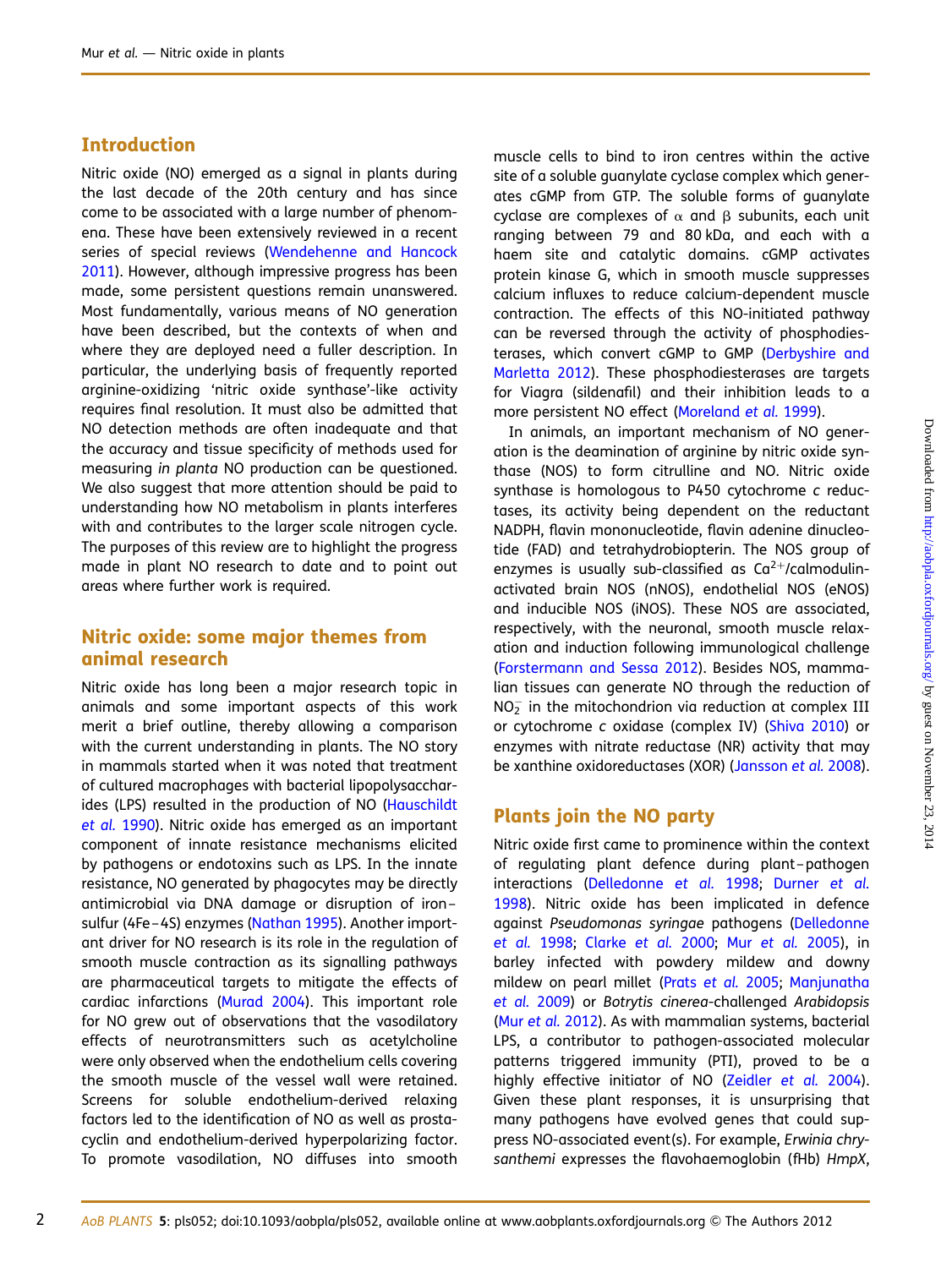## Introduction

Nitric oxide (NO) emerged as a signal in plants during the last decade of the 20th century and has since come to be associated with a large number of phenomena. These have been extensively reviewed in a recent series of special reviews (Wendehenne and Hancock 2011). However, although impressive progress has been made, some persistent questions remain unanswered. Most fundamentally, various means of NO generation have been described, but the contexts of when and where they are deployed need a fuller description. In particular, the underlying basis of frequently reported arginine-oxidizing 'nitric oxide synthase'-like activity requires final resolution. It must also be admitted that NO detection methods are often inadequate and that the accuracy and tissue specificity of methods used for measuring *in planta* NO production can be questioned. We also suggest that more attention should be paid to understanding how NO metabolism in plants interferes with and contributes to the larger scale nitrogen cycle. The purposes of this review are to highlight the progress made in plant NO research to date and to point out areas where further work is required.

## Nitric oxide: some major themes from animal research

Nitric oxide has long been a major research topic in animals and some important aspects of this work merit a brief outline, thereby allowing a comparison with the current understanding in plants. The NO story in mammals started when it was noted that treatment of cultured macrophages with bacterial lipopolysaccharides (LPS) resulted in the production of NO (Hauschildt *et al.* 1990). Nitric oxide has emerged as an important component of innate resistance mechanisms elicited by pathogens or endotoxins such as LPS. In the innate resistance, NO generated by phagocytes may be directly antimicrobial via DNA damage or disruption of iron–sulfur (4Fe–4S) enzymes (Nathan 1995). Another important driver for NO research is its role in the regulation of smooth muscle contraction as its signalling pathways are pharmaceutical targets to mitigate the effects of cardiac infarctions (Murad 2004). This important role for NO grew out of observations that the vasodilatory effects of neurotransmitters such as acetylcholine were only observed when the endothelium cells covering the smooth muscle of the vessel wall were retained. Screens for soluble endothelium-derived relaxing factors led to the identification of NO as well as prostacyclin and endothelium-derived hyperpolarizing factor. To promote vasodilation, NO diffuses into smooth muscle cells to bind to iron centres within the active site of a soluble guanylate cyclase complex which generates cGMP from GTP. The soluble forms of guanylate cyclase are complexes of $\alpha$ and $\beta$ subunits, each unit ranging between 79 and 80 kDa, and each with a haem site and catalytic domains. cGMP activates protein kinase G, which in smooth muscle suppresses calcium influxes to reduce calcium-dependent muscle contraction. The effects of this NO-initiated pathway can be reversed through the activity of phosphodiesterases, which convert cGMP to GMP (Derbyshire and Marletta 2012). These phosphodiesterases are targets for Viagra (sildenafil) and their inhibition leads to a more persistent NO effect (Moreland *et al.* 1999).

In animals, an important mechanism of NO generation is the deamination of arginine by nitric oxide synthase (NOS) to form citrulline and NO. Nitric oxide synthase is homologous to P450 cytochrome *c* reductases, its activity being dependent on the reductant NADPH, flavin mononucleotide, flavin adenine dinucleotide (FAD) and tetrahydrobiopterin. The NOS group of enzymes is usually sub-classified as $Ca^{2+}$/calmodulin-activated brain NOS (nNOS), endothelial NOS (eNOS) and inducible NOS (iNOS). These NOS are associated, respectively, with the neuronal, smooth muscle relaxation and induction following immunological challenge (Forstermann and Sessa 2012). Besides NOS, mammalian tissues can generate NO through the reduction of $NO_2^-$ in the mitochondrion via reduction at complex III or cytochrome *c* oxidase (complex IV) (Shiva 2010) or enzymes with nitrate reductase (NR) activity that may be xanthine oxidoreductases (XOR) (Jansson *et al.* 2008).

## Plants join the NO party

Nitric oxide first came to prominence within the context of regulating plant defence during plant–pathogen interactions (Delledonne *et al.* 1998; Durner *et al.* 1998). Nitric oxide has been implicated in defence against *Pseudomonas syringae* pathogens (Delledonne *et al.* 1998; Clarke *et al.* 2000; Mur *et al.* 2005), in barley infected with powdery mildew and downy mildew on pearl millet (Prats *et al.* 2005; Manjunatha *et al.* 2009) or *Botrytis cinerea*-challenged *Arabidopsis* (Mur *et al.* 2012). As with mammalian systems, bacterial LPS, a contributor to pathogen-associated molecular patterns triggered immunity (PTI), proved to be a highly effective initiator of NO (Zeidler *et al.* 2004). Given these plant responses, it is unsurprising that many pathogens have evolved genes that could suppress NO-associated event(s). For example, *Erwinia chrysanthemi* expresses the flavohaemoglobin (fHb) *HmpX*,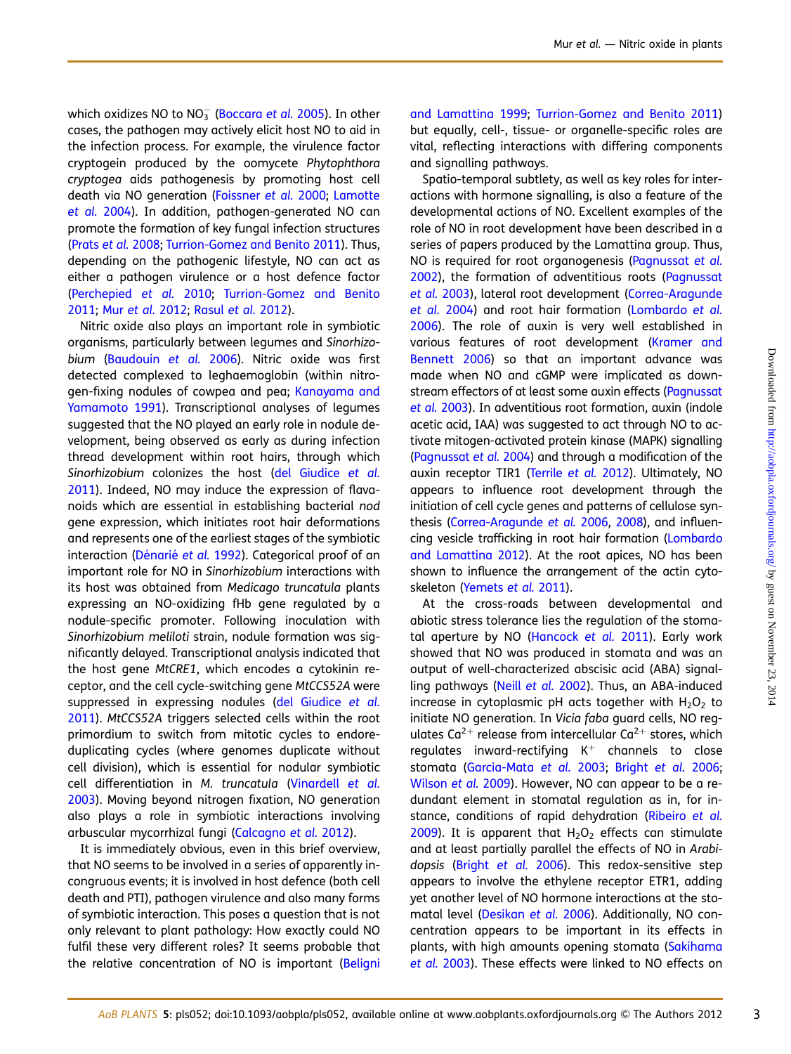which oxidizes NO to $NO_3^-$ (Boccara *et al.* 2005). In other cases, the pathogen may actively elicit host NO to aid in the infection process. For example, the virulence factor cryptogein produced by the oomycete *Phytophthora cryptogea* aids pathogenesis by promoting host cell death via NO generation (Foissner *et al.* 2000; Lamotte *et al.* 2004). In addition, pathogen-generated NO can promote the formation of key fungal infection structures (Prats *et al.* 2008; Turrion-Gomez and Benito 2011). Thus, depending on the pathogenic lifestyle, NO can act as either a pathogen virulence or a host defence factor (Perchepied *et al.* 2010; Turrion-Gomez and Benito 2011; Mur *et al.* 2012; Rasul *et al.* 2012).

Nitric oxide also plays an important role in symbiotic organisms, particularly between legumes and *Sinorhizobium* (Baudouin *et al.* 2006). Nitric oxide was first detected complexed to leghaemoglobin (within nitrogen-fixing nodules of cowpea and pea; Kanayama and Yamamoto 1991). Transcriptional analyses of legumes suggested that the NO played an early role in nodule development, being observed as early as during infection thread development within root hairs, through which *Sinorhizobium* colonizes the host (del Giudice *et al.* 2011). Indeed, NO may induce the expression of flavanoids which are essential in establishing bacterial *nod* gene expression, which initiates root hair deformations and represents one of the earliest stages of the symbiotic interaction (Dénarié *et al.* 1992). Categorical proof of an important role for NO in *Sinorhizobium* interactions with its host was obtained from *Medicago truncatula* plants expressing an NO-oxidizing fHb gene regulated by a nodule-specific promoter. Following inoculation with *Sinorhizobium meliloti* strain, nodule formation was significantly delayed. Transcriptional analysis indicated that the host gene *MtCRE1*, which encodes a cytokinin receptor, and the cell cycle-switching gene *MtCCS52A* were suppressed in expressing nodules (del Giudice *et al.* 2011). *MtCCS52A* triggers selected cells within the root primordium to switch from mitotic cycles to endoreduplicating cycles (where genomes duplicate without cell division), which is essential for nodular symbiotic cell differentiation in *M. truncatula* (Vinardell *et al.* 2003). Moving beyond nitrogen fixation, NO generation also plays a role in symbiotic interactions involving arbuscular mycorrhizal fungi (Calcagno *et al.* 2012).

It is immediately obvious, even in this brief overview, that NO seems to be involved in a series of apparently incongruous events; it is involved in host defence (both cell death and PTI), pathogen virulence and also many forms of symbiotic interaction. This poses a question that is not only relevant to plant pathology: How exactly could NO fulfil these very different roles? It seems probable that the relative concentration of NO is important (Beligni and Lamattina 1999; Turrion-Gomez and Benito 2011) but equally, cell-, tissue- or organelle-specific roles are vital, reflecting interactions with differing components and signalling pathways.

Spatio-temporal subtlety, as well as key roles for interactions with hormone signalling, is also a feature of the developmental actions of NO. Excellent examples of the role of NO in root development have been described in a series of papers produced by the Lamattina group. Thus, NO is required for root organogenesis (Pagnussat *et al.* 2002), the formation of adventitious roots (Pagnussat *et al.* 2003), lateral root development (Correa-Aragunde *et al.* 2004) and root hair formation (Lombardo *et al.* 2006). The role of auxin is very well established in various features of root development (Kramer and Bennett 2006) so that an important advance was made when NO and cGMP were implicated as downstream effectors of at least some auxin effects (Pagnussat *et al.* 2003). In adventitious root formation, auxin (indole acetic acid, IAA) was suggested to act through NO to activate mitogen-activated protein kinase (MAPK) signalling (Pagnussat *et al.* 2004) and through a modification of the auxin receptor TIR1 (Terrile *et al.* 2012). Ultimately, NO appears to influence root development through the initiation of cell cycle genes and patterns of cellulose synthesis (Correa-Aragunde *et al.* 2006, 2008), and influencing vesicle trafficking in root hair formation (Lombardo and Lamattina 2012). At the root apices, NO has been shown to influence the arrangement of the actin cytoskeleton (Yemets *et al.* 2011).

At the cross-roads between developmental and abiotic stress tolerance lies the regulation of the stomatal aperture by NO (Hancock *et al.* 2011). Early work showed that NO was produced in stomata and was an output of well-characterized abscisic acid (ABA) signalling pathways (Neill *et al.* 2002). Thus, an ABA-induced increase in cytoplasmic pH acts together with $H_2O_2$ to initiate NO generation. In *Vicia faba* guard cells, NO regulates $Ca^{2+}$ release from intercellular $Ca^{2+}$ stores, which regulates inward-rectifying $K^+$ channels to close stomata (Garcia-Mata *et al.* 2003; Bright *et al.* 2006; Wilson *et al.* 2009). However, NO can appear to be a redundant element in stomatal regulation as in, for instance, conditions of rapid dehydration (Ribeiro *et al.* 2009). It is apparent that $H_2O_2$ effects can stimulate and at least partially parallel the effects of NO in *Arabidopsis* (Bright *et al.* 2006). This redox-sensitive step appears to involve the ethylene receptor ETR1, adding yet another level of NO hormone interactions at the stomatal level (Desikan *et al.* 2006). Additionally, NO concentration appears to be important in its effects in plants, with high amounts opening stomata (Sakihama *et al.* 2003). These effects were linked to NO effects on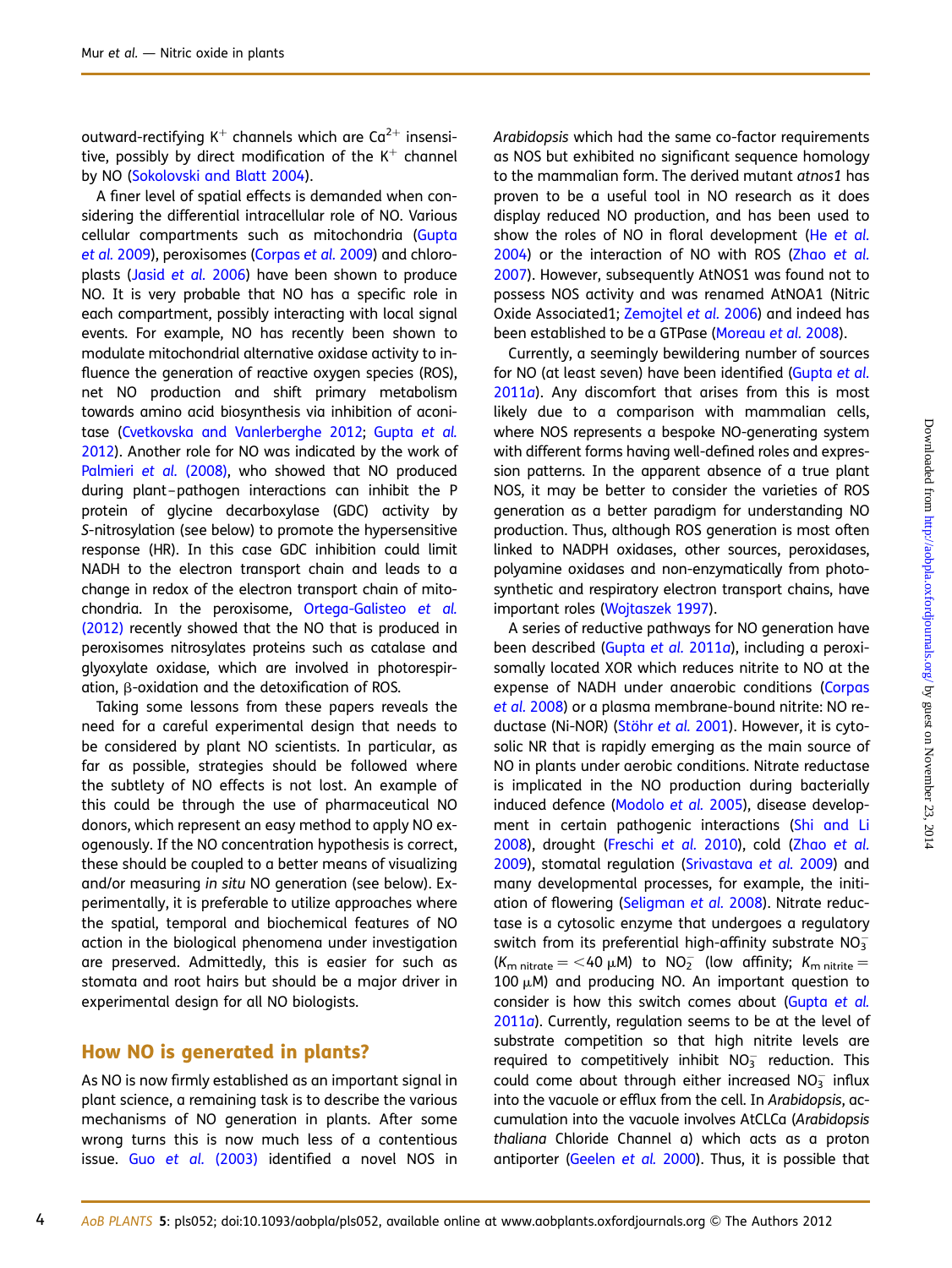outward-rectifying $K^+$ channels which are $Ca^{2+}$ insensitive, possibly by direct modification of the $K^+$ channel by NO (Sokolovski and Blatt 2004).

A finer level of spatial effects is demanded when considering the differential intracellular role of NO. Various cellular compartments such as mitochondria (Gupta *et al.* 2009), peroxisomes (Corpas *et al.* 2009) and chloroplasts (Jasid *et al.* 2006) have been shown to produce NO. It is very probable that NO has a specific role in each compartment, possibly interacting with local signal events. For example, NO has recently been shown to modulate mitochondrial alternative oxidase activity to influence the generation of reactive oxygen species (ROS), net NO production and shift primary metabolism towards amino acid biosynthesis via inhibition of aconitase (Cvetkovska and Vanlerberghe 2012; Gupta *et al.* 2012). Another role for NO was indicated by the work of Palmieri *et al.* (2008), who showed that NO produced during plant–pathogen interactions can inhibit the P protein of glycine decarboxylase (GDC) activity by *S*-nitrosylation (see below) to promote the hypersensitive response (HR). In this case GDC inhibition could limit NADH to the electron transport chain and leads to a change in redox of the electron transport chain of mitochondria. In the peroxisome, Ortega-Galisteo *et al.* (2012) recently showed that the NO that is produced in peroxisomes nitrosylates proteins such as catalase and glyoxylate oxidase, which are involved in photorespiration, β-oxidation and the detoxification of ROS.

Taking some lessons from these papers reveals the need for a careful experimental design that needs to be considered by plant NO scientists. In particular, as far as possible, strategies should be followed where the subtlety of NO effects is not lost. An example of this could be through the use of pharmaceutical NO donors, which represent an easy method to apply NO exogenously. If the NO concentration hypothesis is correct, these should be coupled to a better means of visualizing and/or measuring *in situ* NO generation (see below). Experimentally, it is preferable to utilize approaches where the spatial, temporal and biochemical features of NO action in the biological phenomena under investigation are preserved. Admittedly, this is easier for such as stomata and root hairs but should be a major driver in experimental design for all NO biologists.

## How NO is generated in plants?

As NO is now firmly established as an important signal in plant science, a remaining task is to describe the various mechanisms of NO generation in plants. After some wrong turns this is now much less of a contentious issue. Guo *et al.* (2003) identified a novel NOS in *Arabidopsis* which had the same co-factor requirements as NOS but exhibited no significant sequence homology to the mammalian form. The derived mutant *atnos1* has proven to be a useful tool in NO research as it does display reduced NO production, and has been used to show the roles of NO in floral development (He *et al.* 2004) or the interaction of NO with ROS (Zhao *et al.* 2007). However, subsequently AtNOS1 was found not to possess NOS activity and was renamed AtNOA1 (Nitric Oxide Associated1; Zemojtel *et al.* 2006) and indeed has been established to be a GTPase (Moreau *et al.* 2008).

Currently, a seemingly bewildering number of sources for NO (at least seven) have been identified (Gupta *et al.* 2011*a*). Any discomfort that arises from this is most likely due to a comparison with mammalian cells, where NOS represents a bespoke NO-generating system with different forms having well-defined roles and expression patterns. In the apparent absence of a true plant NOS, it may be better to consider the varieties of ROS generation as a better paradigm for understanding NO production. Thus, although ROS generation is most often linked to NADPH oxidases, other sources, peroxidases, polyamine oxidases and non-enzymatically from photosynthetic and respiratory electron transport chains, have important roles (Wojtaszek 1997).

A series of reductive pathways for NO generation have been described (Gupta *et al.* 2011*a*), including a peroxisomally located XOR which reduces nitrite to NO at the expense of NADH under anaerobic conditions (Corpas *et al.* 2008) or a plasma membrane-bound nitrite: NO reductase (Ni-NOR) (Stöhr *et al.* 2001). However, it is cytosolic NR that is rapidly emerging as the main source of NO in plants under aerobic conditions. Nitrate reductase is implicated in the NO production during bacterially induced defence (Modolo *et al.* 2005), disease development in certain pathogenic interactions (Shi and Li 2008), drought (Freschi *et al.* 2010), cold (Zhao *et al.* 2009), stomatal regulation (Srivastava *et al.* 2009) and many developmental processes, for example, the initiation of flowering (Seligman *et al.* 2008). Nitrate reductase is a cytosolic enzyme that undergoes a regulatory switch from its preferential high-affinity substrate $NO_3^-$ ($K_{m\ nitrate} = <40\ \mu M$) to $NO_2^-$ (low affinity; $K_{m\ nitrite} = 100\ \mu M$) and producing NO. An important question to consider is how this switch comes about (Gupta *et al.* 2011*a*). Currently, regulation seems to be at the level of substrate competition so that high nitrite levels are required to competitively inhibit $NO_3^-$ reduction. This could come about through either increased $NO_3^-$ influx into the vacuole or efflux from the cell. In *Arabidopsis*, accumulation into the vacuole involves AtCLCa (*Arabidopsis thaliana* Chloride Channel a) which acts as a proton antiporter (Geelen *et al.* 2000). Thus, it is possible that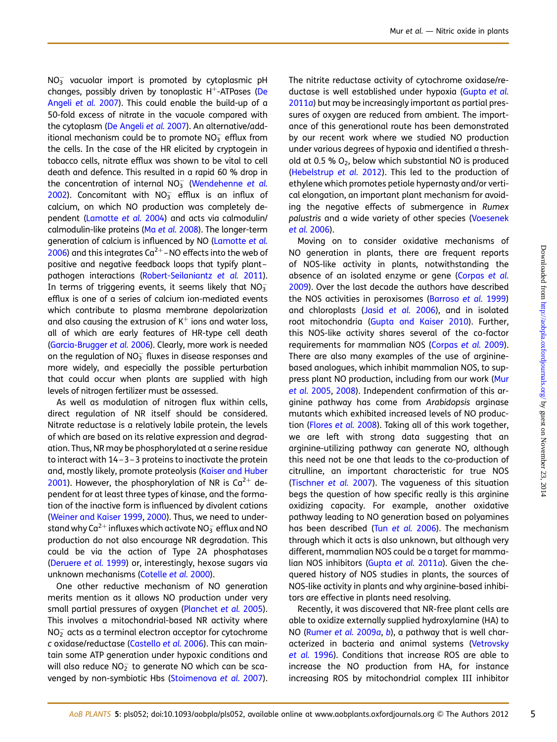$NO_3^-$ vacuolar import is promoted by cytoplasmic pH changes, possibly driven by tonoplastic $H^+$-ATPases (De Angeli *et al.* 2007). This could enable the build-up of a 50-fold excess of nitrate in the vacuole compared with the cytoplasm (De Angeli *et al.* 2007). An alternative/additional mechanism could be to promote $NO_3^-$ efflux from the cells. In the case of the HR elicited by cryptogein in tobacco cells, nitrate efflux was shown to be vital to cell death and defence. This resulted in a rapid 60 % drop in the concentration of internal $NO_3^-$ (Wendehenne *et al.* 2002). Concomitant with $NO_3^-$ efflux is an influx of calcium, on which NO production was completely dependent (Lamotte *et al.* 2004) and acts via calmodulin/calmodulin-like proteins (Ma *et al.* 2008). The longer-term generation of calcium is influenced by NO (Lamotte *et al.* 2006) and this integrates $Ca^{2+}$–NO effects into the web of positive and negative feedback loops that typify plant–pathogen interactions (Robert-Seilaniantz *et al.* 2011). In terms of triggering events, it seems likely that $NO_3^-$ efflux is one of a series of calcium ion-mediated events which contribute to plasma membrane depolarization and also causing the extrusion of $K^+$ ions and water loss, all of which are early features of HR-type cell death (Garcia-Brugger *et al.* 2006). Clearly, more work is needed on the regulation of $NO_3^-$ fluxes in disease responses and more widely, and especially the possible perturbation that could occur when plants are supplied with high levels of nitrogen fertilizer must be assessed.

As well as modulation of nitrogen flux within cells, direct regulation of NR itself should be considered. Nitrate reductase is a relatively labile protein, the levels of which are based on its relative expression and degradation. Thus, NR may be phosphorylated at a serine residue to interact with 14–3–3 proteins to inactivate the protein and, mostly likely, promote proteolysis (Kaiser and Huber 2001). However, the phosphorylation of NR is $Ca^{2+}$ dependent for at least three types of kinase, and the formation of the inactive form is influenced by divalent cations (Weiner and Kaiser 1999, 2000). Thus, we need to understand why $Ca^{2+}$ influxes which activate $NO_3^-$ efflux and NO production do not also encourage NR degradation. This could be via the action of Type 2A phosphatases (Deruere *et al.* 1999) or, interestingly, hexose sugars via unknown mechanisms (Cotelle *et al.* 2000).

One other reductive mechanism of NO generation merits mention as it allows NO production under very small partial pressures of oxygen (Planchet *et al.* 2005). This involves a mitochondrial-based NR activity where $NO_2^-$ acts as a terminal electron acceptor for cytochrome *c* oxidase/reductase (Castello *et al.* 2006). This can maintain some ATP generation under hypoxic conditions and will also reduce $NO_2^-$ to generate NO which can be scavenged by non-symbiotic Hbs (Stoimenova *et al.* 2007). The nitrite reductase activity of cytochrome oxidase/reductase is well established under hypoxia (Gupta *et al.* 2011a) but may be increasingly important as partial pressures of oxygen are reduced from ambient. The importance of this generational route has been demonstrated by our recent work where we studied NO production under various degrees of hypoxia and identified a threshold at 0.5 % $O_2$, below which substantial NO is produced (Hebelstrup *et al.* 2012). This led to the production of ethylene which promotes petiole hypernasty and/or vertical elongation, an important plant mechanism for avoiding the negative effects of submergence in *Rumex palustris* and a wide variety of other species (Voesenek *et al.* 2006).

Moving on to consider oxidative mechanisms of NO generation in plants, there are frequent reports of NOS-like activity in plants, notwithstanding the absence of an isolated enzyme or gene (Corpas *et al.* 2009). Over the last decade the authors have described the NOS activities in peroxisomes (Barroso *et al.* 1999) and chloroplasts (Jasid *et al.* 2006), and in isolated root mitochondria (Gupta and Kaiser 2010). Further, this NOS-like activity shares several of the co-factor requirements for mammalian NOS (Corpas *et al.* 2009). There are also many examples of the use of arginine-based analogues, which inhibit mammalian NOS, to suppress plant NO production, including from our work (Mur *et al.* 2005, 2008). Independent confirmation of this arginine pathway has come from *Arabidopsis* arginase mutants which exhibited increased levels of NO production (Flores *et al.* 2008). Taking all of this work together, we are left with strong data suggesting that an arginine-utilizing pathway can generate NO, although this need not be one that leads to the co-production of citrulline, an important characteristic for true NOS (Tischner *et al.* 2007). The vagueness of this situation begs the question of how specific really is this arginine oxidizing capacity. For example, another oxidative pathway leading to NO generation based on polyamines has been described (Tun *et al.* 2006). The mechanism through which it acts is also unknown, but although very different, mammalian NOS could be a target for mammalian NOS inhibitors (Gupta *et al.* 2011a). Given the chequered history of NOS studies in plants, the sources of NOS-like activity in plants and why arginine-based inhibitors are effective in plants need resolving.

Recently, it was discovered that NR-free plant cells are able to oxidize externally supplied hydroxylamine (HA) to NO (Rumer *et al.* 2009a, b), a pathway that is well characterized in bacteria and animal systems (Vetrovsky *et al.* 1996). Conditions that increase ROS are able to increase the NO production from HA, for instance increasing ROS by mitochondrial complex III inhibitor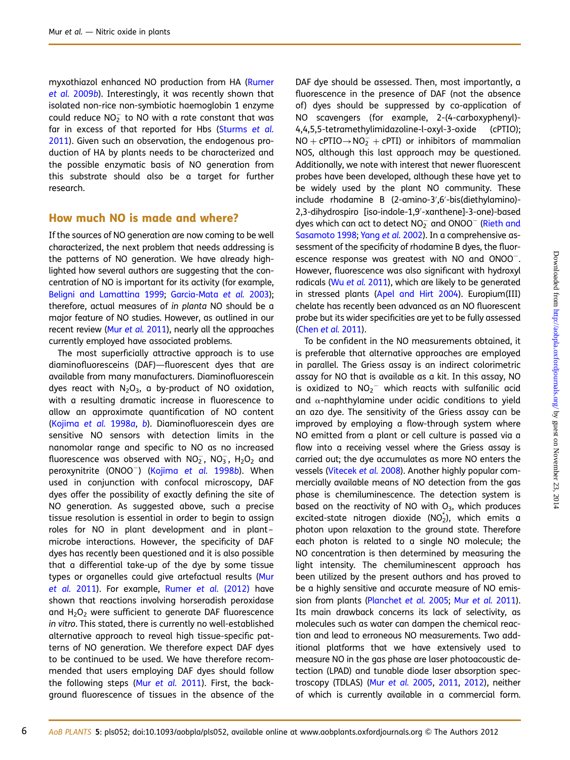myxothiazol enhanced NO production from HA (Rumer et al. 2009b). Interestingly, it was recently shown that isolated non-rice non-symbiotic haemoglobin 1 enzyme could reduce $NO_2^-$ to NO with a rate constant that was far in excess of that reported for Hbs (Sturms et al. 2011). Given such an observation, the endogenous production of HA by plants needs to be characterized and the possible enzymatic basis of NO generation from this substrate should also be a target for further research.

## How much NO is made and where?

If the sources of NO generation are now coming to be well characterized, the next problem that needs addressing is the patterns of NO generation. We have already highlighted how several authors are suggesting that the concentration of NO is important for its activity (for example, Beligni and Lamattina 1999; Garcia-Mata et al. 2003); therefore, actual measures of *in planta* NO should be a major feature of NO studies. However, as outlined in our recent review (Mur et al. 2011), nearly all the approaches currently employed have associated problems.

The most superficially attractive approach is to use diaminofluoresceins (DAF)—fluorescent dyes that are available from many manufacturers. Diaminofluorescein dyes react with $N_2O_3$, a by-product of NO oxidation, with a resulting dramatic increase in fluorescence to allow an approximate quantification of NO content (Kojima et al. 1998a, b). Diaminofluorescein dyes are sensitive NO sensors with detection limits in the nanomolar range and specific to NO as no increased fluorescence was observed with $NO_2^-$, $NO_3^-$, $H_2O_2$ and peroxynitrite ($ONOO^-$) (Kojima et al. 1998b). When used in conjunction with confocal microscopy, DAF dyes offer the possibility of exactly defining the site of NO generation. As suggested above, such a precise tissue resolution is essential in order to begin to assign roles for NO in plant development and in plant–microbe interactions. However, the specificity of DAF dyes has recently been questioned and it is also possible that a differential take-up of the dye by some tissue types or organelles could give artefactual results (Mur et al. 2011). For example, Rumer et al. (2012) have shown that reactions involving horseradish peroxidase and $H_2O_2$ were sufficient to generate DAF fluorescence *in vitro*. This stated, there is currently no well-established alternative approach to reveal high tissue-specific patterns of NO generation. We therefore expect DAF dyes to be continued to be used. We have therefore recommended that users employing DAF dyes should follow the following steps (Mur et al. 2011). First, the background fluorescence of tissues in the absence of the DAF dye should be assessed. Then, most importantly, a fluorescence in the presence of DAF (not the absence of) dyes should be suppressed by co-application of NO scavengers (for example, 2-(4-carboxyphenyl)-4,4,5,5-tetramethylimidazoline-l-oxyl-3-oxide (cPTIO); $NO + cPTIO \rightarrow NO_2^- + cPTI$) or inhibitors of mammalian NOS, although this last approach may be questioned. Additionally, we note with interest that newer fluorescent probes have been developed, although these have yet to be widely used by the plant NO community. These include rhodamine B (2-amino-3′,6′-bis(diethylamino)-2,3-dihydrospiro [iso-indole-1,9′-xanthene]-3-one)-based dyes which can act to detect $NO_2^-$ and $ONOO^-$ (Rieth and Sasamoto 1998; Yang et al. 2002). In a comprehensive assessment of the specificity of rhodamine B dyes, the fluorescence response was greatest with NO and $ONOO^-$. However, fluorescence was also significant with hydroxyl radicals (Wu et al. 2011), which are likely to be generated in stressed plants (Apel and Hirt 2004). Europium(III) chelate has recently been advanced as an NO fluorescent probe but its wider specificities are yet to be fully assessed (Chen et al. 2011).

To be confident in the NO measurements obtained, it is preferable that alternative approaches are employed in parallel. The Griess assay is an indirect colorimetric assay for NO that is available as a kit. In this assay, NO is oxidized to $NO_2^-$ which reacts with sulfanilic acid and α-naphthylamine under acidic conditions to yield an azo dye. The sensitivity of the Griess assay can be improved by employing a flow-through system where NO emitted from a plant or cell culture is passed via a flow into a receiving vessel where the Griess assay is carried out; the dye accumulates as more NO enters the vessels (Vitecek et al. 2008). Another highly popular commercially available means of NO detection from the gas phase is chemiluminescence. The detection system is based on the reactivity of NO with $O_3$, which produces excited-state nitrogen dioxide ($NO_2^*$), which emits a photon upon relaxation to the ground state. Therefore each photon is related to a single NO molecule; the NO concentration is then determined by measuring the light intensity. The chemiluminescent approach has been utilized by the present authors and has proved to be a highly sensitive and accurate measure of NO emission from plants (Planchet et al. 2005; Mur et al. 2011). Its main drawback concerns its lack of selectivity, as molecules such as water can dampen the chemical reaction and lead to erroneous NO measurements. Two additional platforms that we have extensively used to measure NO in the gas phase are laser photoacoustic detection (LPAD) and tunable diode laser absorption spectroscopy (TDLAS) (Mur et al. 2005, 2011, 2012), neither of which is currently available in a commercial form.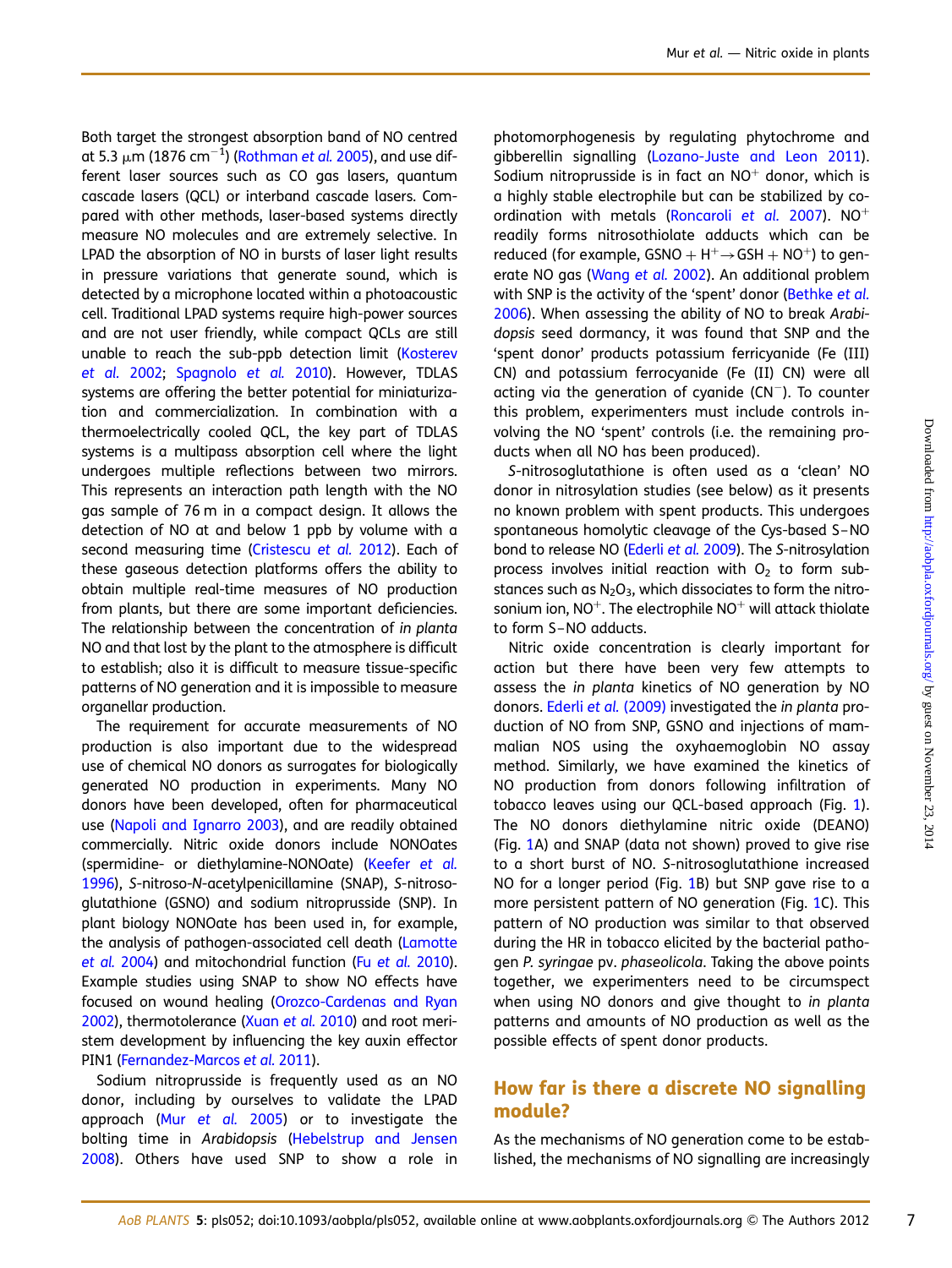Both target the strongest absorption band of NO centred at 5.3 μm (1876 $cm^{-1}$) (Rothman *et al.* 2005), and use different laser sources such as CO gas lasers, quantum cascade lasers (QCL) or interband cascade lasers. Compared with other methods, laser-based systems directly measure NO molecules and are extremely selective. In LPAD the absorption of NO in bursts of laser light results in pressure variations that generate sound, which is detected by a microphone located within a photoacoustic cell. Traditional LPAD systems require high-power sources and are not user friendly, while compact QCLs are still unable to reach the sub-ppb detection limit (Kosterev *et al.* 2002; Spagnolo *et al.* 2010). However, TDLAS systems are offering the better potential for miniaturization and commercialization. In combination with a thermoelectrically cooled QCL, the key part of TDLAS systems is a multipass absorption cell where the light undergoes multiple reflections between two mirrors. This represents an interaction path length with the NO gas sample of 76 m in a compact design. It allows the detection of NO at and below 1 ppb by volume with a second measuring time (Cristescu *et al.* 2012). Each of these gaseous detection platforms offers the ability to obtain multiple real-time measures of NO production from plants, but there are some important deficiencies. The relationship between the concentration of *in planta* NO and that lost by the plant to the atmosphere is difficult to establish; also it is difficult to measure tissue-specific patterns of NO generation and it is impossible to measure organellar production.

The requirement for accurate measurements of NO production is also important due to the widespread use of chemical NO donors as surrogates for biologically generated NO production in experiments. Many NO donors have been developed, often for pharmaceutical use (Napoli and Ignarro 2003), and are readily obtained commercially. Nitric oxide donors include NONOates (spermidine- or diethylamine-NONOate) (Keefer *et al.* 1996), *S*-nitroso-*N*-acetylpenicillamine (SNAP), *S*-nitrosoglutathione (GSNO) and sodium nitroprusside (SNP). In plant biology NONOate has been used in, for example, the analysis of pathogen-associated cell death (Lamotte *et al.* 2004) and mitochondrial function (Fu *et al.* 2010). Example studies using SNAP to show NO effects have focused on wound healing (Orozco-Cardenas and Ryan 2002), thermotolerance (Xuan *et al.* 2010) and root meristem development by influencing the key auxin effector PIN1 (Fernandez-Marcos *et al.* 2011).

Sodium nitroprusside is frequently used as an NO donor, including by ourselves to validate the LPAD approach (Mur *et al.* 2005) or to investigate the bolting time in *Arabidopsis* (Hebelstrup and Jensen 2008). Others have used SNP to show a role in photomorphogenesis by regulating phytochrome and gibberellin signalling (Lozano-Juste and Leon 2011). Sodium nitroprusside is in fact an $NO^+$ donor, which is a highly stable electrophile but can be stabilized by co-ordination with metals (Roncaroli *et al.* 2007). $NO^+$ readily forms nitrosothiolate adducts which can be reduced (for example, $GSNO + H^+ \rightarrow GSH + NO^+$) to generate NO gas (Wang *et al.* 2002). An additional problem with SNP is the activity of the 'spent' donor (Bethke *et al.* 2006). When assessing the ability of NO to break *Arabidopsis* seed dormancy, it was found that SNP and the 'spent donor' products potassium ferricyanide (Fe (III) CN) and potassium ferrocyanide (Fe (II) CN) were all acting via the generation of cyanide ($CN^-$). To counter this problem, experimenters must include controls involving the NO 'spent' controls (i.e. the remaining products when all NO has been produced).

*S*-nitrosoglutathione is often used as a 'clean' NO donor in nitrosylation studies (see below) as it presents no known problem with spent products. This undergoes spontaneous homolytic cleavage of the Cys-based S–NO bond to release NO (Ederli *et al.* 2009). The *S*-nitrosylation process involves initial reaction with $O_2$ to form substances such as $N_2O_3$, which dissociates to form the nitrosonium ion, $NO^+$. The electrophile $NO^+$ will attack thiolate to form S–NO adducts.

Nitric oxide concentration is clearly important for action but there have been very few attempts to assess the *in planta* kinetics of NO generation by NO donors. Ederli *et al.* (2009) investigated the *in planta* production of NO from SNP, GSNO and injections of mammalian NOS using the oxyhaemoglobin NO assay method. Similarly, we have examined the kinetics of NO production from donors following infiltration of tobacco leaves using our QCL-based approach (Fig. 1). The NO donors diethylamine nitric oxide (DEANO) (Fig. 1A) and SNAP (data not shown) proved to give rise to a short burst of NO. *S*-nitrosoglutathione increased NO for a longer period (Fig. 1B) but SNP gave rise to a more persistent pattern of NO generation (Fig. 1C). This pattern of NO production was similar to that observed during the HR in tobacco elicited by the bacterial pathogen *P. syringae* pv. *phaseolicola*. Taking the above points together, we experimenters need to be circumspect when using NO donors and give thought to *in planta* patterns and amounts of NO production as well as the possible effects of spent donor products.

## How far is there a discrete NO signalling module?

As the mechanisms of NO generation come to be established, the mechanisms of NO signalling are increasingly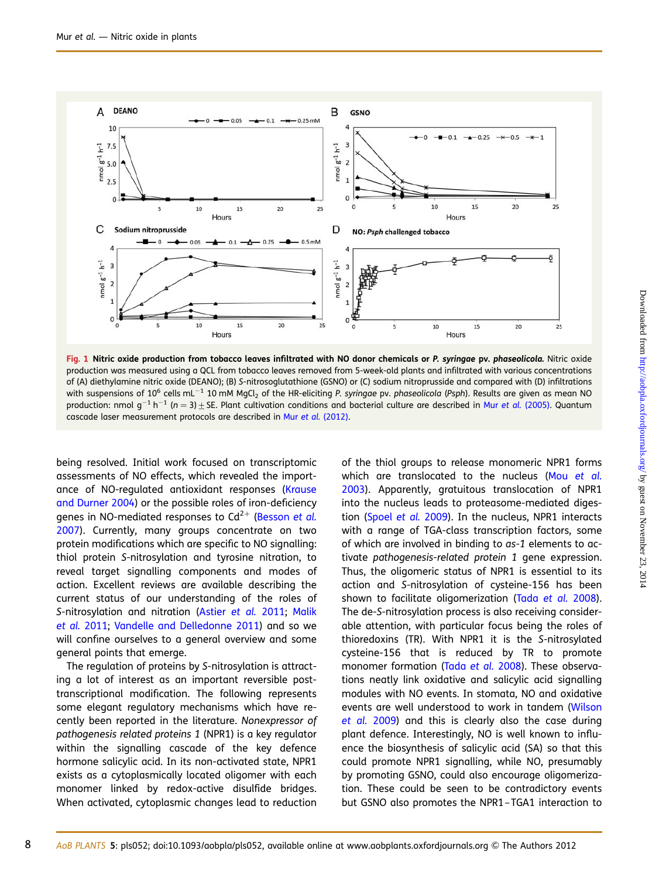Fig. 1 **Nitric oxide production from tobacco leaves infiltrated with NO donor chemicals or *P. syringae* pv. *phaseolicola*.** Nitric oxide production was measured using a QCL from tobacco leaves removed from 5-week-old plants and infiltrated with various concentrations of (A) diethylamine nitric oxide (DEANO); (B) *S*-nitrosoglutathione (GSNO) or (C) sodium nitroprusside and compared with (D) infiltrations with suspensions of $10^6$ cells $mL^{-1}$ 10 mM $MgCl_2$ of the HR-eliciting *P. syringae* pv. *phaseolicola* (*Psph*). Results are given as mean NO production: nmol $g^{-1}$ $h^{-1}$ ($n = 3$) ± SE. Plant cultivation conditions and bacterial culture are described in Mur *et al.* (2005). Quantum cascade laser measurement protocols are described in Mur *et al.* (2012).

being resolved. Initial work focused on transcriptomic assessments of NO effects, which revealed the importance of NO-regulated antioxidant responses (Krause and Durner 2004) or the possible roles of iron-deficiency genes in NO-mediated responses to $Cd^{2+}$ (Besson *et al.* 2007). Currently, many groups concentrate on two protein modifications which are specific to NO signalling: thiol protein *S*-nitrosylation and tyrosine nitration, to reveal target signalling components and modes of action. Excellent reviews are available describing the current status of our understanding of the roles of *S*-nitrosylation and nitration (Astier *et al.* 2011; Malik *et al.* 2011; Vandelle and Delledonne 2011) and so we will confine ourselves to a general overview and some general points that emerge.

The regulation of proteins by *S*-nitrosylation is attracting a lot of interest as an important reversible post-transcriptional modification. The following represents some elegant regulatory mechanisms which have recently been reported in the literature. *Nonexpressor of pathogenesis related proteins 1* (NPR1) is a key regulator within the signalling cascade of the key defence hormone salicylic acid. In its non-activated state, NPR1 exists as a cytoplasmically located oligomer with each monomer linked by redox-active disulfide bridges. When activated, cytoplasmic changes lead to reduction of the thiol groups to release monomeric NPR1 forms which are translocated to the nucleus (Mou *et al.* 2003). Apparently, gratuitous translocation of NPR1 into the nucleus leads to proteasome-mediated digestion (Spoel *et al.* 2009). In the nucleus, NPR1 interacts with a range of TGA-class transcription factors, some of which are involved in binding to *as-1* elements to activate *pathogenesis-related protein 1* gene expression. Thus, the oligomeric status of NPR1 is essential to its action and *S*-nitrosylation of cysteine-156 has been shown to facilitate oligomerization (Tada *et al.* 2008). The de-*S*-nitrosylation process is also receiving considerable attention, with particular focus being the roles of thioredoxins (TR). With NPR1 it is the *S*-nitrosylated cysteine-156 that is reduced by TR to promote monomer formation (Tada *et al.* 2008). These observations neatly link oxidative and salicylic acid signalling modules with NO events. In stomata, NO and oxidative events are well understood to work in tandem (Wilson *et al.* 2009) and this is clearly also the case during plant defence. Interestingly, NO is well known to influence the biosynthesis of salicylic acid (SA) so that this could promote NPR1 signalling, while NO, presumably by promoting GSNO, could also encourage oligomerization. These could be seen to be contradictory events but GSNO also promotes the NPR1–TGA1 interaction to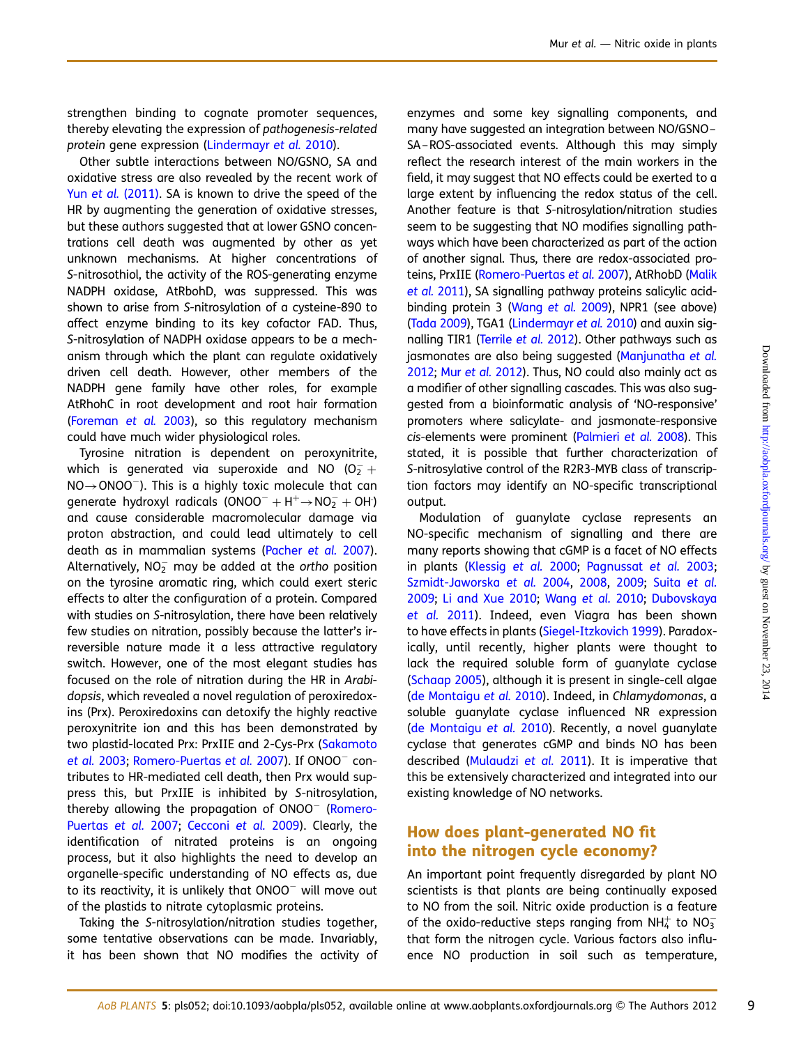strengthen binding to cognate promoter sequences, thereby elevating the expression of *pathogenesis-related protein* gene expression (Lindermayr *et al.* 2010).

Other subtle interactions between NO/GSNO, SA and oxidative stress are also revealed by the recent work of Yun *et al.* (2011). SA is known to drive the speed of the HR by augmenting the generation of oxidative stresses, but these authors suggested that at lower GSNO concentrations cell death was augmented by other as yet unknown mechanisms. At higher concentrations of *S*-nitrosothiol, the activity of the ROS-generating enzyme NADPH oxidase, AtRbohD, was suppressed. This was shown to arise from *S*-nitrosylation of a cysteine-890 to affect enzyme binding to its key cofactor FAD. Thus, *S*-nitrosylation of NADPH oxidase appears to be a mechanism through which the plant can regulate oxidatively driven cell death. However, other members of the NADPH gene family have other roles, for example AtRhohC in root development and root hair formation (Foreman *et al.* 2003), so this regulatory mechanism could have much wider physiological roles.

Tyrosine nitration is dependent on peroxynitrite, which is generated via superoxide and NO ($O_2^- + NO \rightarrow ONOO^-$). This is a highly toxic molecule that can generate hydroxyl radicals ($ONOO^- + H^+ \rightarrow NO_2^- + OH^{\cdot}$) and cause considerable macromolecular damage via proton abstraction, and could lead ultimately to cell death as in mammalian systems (Pacher *et al.* 2007). Alternatively, $NO_2^-$ may be added at the *ortho* position on the tyrosine aromatic ring, which could exert steric effects to alter the configuration of a protein. Compared with studies on *S*-nitrosylation, there have been relatively few studies on nitration, possibly because the latter's irreversible nature made it a less attractive regulatory switch. However, one of the most elegant studies has focused on the role of nitration during the HR in *Arabidopsis*, which revealed a novel regulation of peroxiredoxins (Prx). Peroxiredoxins can detoxify the highly reactive peroxynitrite ion and this has been demonstrated by two plastid-located Prx: PrxIIE and 2-Cys-Prx (Sakamoto *et al.* 2003; Romero-Puertas *et al.* 2007). If $ONOO^-$ contributes to HR-mediated cell death, then Prx would suppress this, but PrxIIE is inhibited by *S*-nitrosylation, thereby allowing the propagation of $ONOO^-$ (Romero-Puertas *et al.* 2007; Cecconi *et al.* 2009). Clearly, the identification of nitrated proteins is an ongoing process, but it also highlights the need to develop an organelle-specific understanding of NO effects as, due to its reactivity, it is unlikely that $ONOO^-$ will move out of the plastids to nitrate cytoplasmic proteins.

Taking the *S*-nitrosylation/nitration studies together, some tentative observations can be made. Invariably, it has been shown that NO modifies the activity of enzymes and some key signalling components, and many have suggested an integration between NO/GSNO–SA–ROS-associated events. Although this may simply reflect the research interest of the main workers in the field, it may suggest that NO effects could be exerted to a large extent by influencing the redox status of the cell. Another feature is that *S*-nitrosylation/nitration studies seem to be suggesting that NO modifies signalling pathways which have been characterized as part of the action of another signal. Thus, there are redox-associated proteins, PrxIIE (Romero-Puertas *et al.* 2007), AtRhobD (Malik *et al.* 2011), SA signalling pathway proteins salicylic acid-binding protein 3 (Wang *et al.* 2009), NPR1 (see above) (Tada 2009), TGA1 (Lindermayr *et al.* 2010) and auxin signalling TIR1 (Terrile *et al.* 2012). Other pathways such as jasmonates are also being suggested (Manjunatha *et al.* 2012; Mur *et al.* 2012). Thus, NO could also mainly act as a modifier of other signalling cascades. This was also suggested from a bioinformatic analysis of 'NO-responsive' promoters where salicylate- and jasmonate-responsive *cis*-elements were prominent (Palmieri *et al.* 2008). This stated, it is possible that further characterization of *S*-nitrosylative control of the R2R3-MYB class of transcription factors may identify an NO-specific transcriptional output.

Modulation of guanylate cyclase represents an NO-specific mechanism of signalling and there are many reports showing that cGMP is a facet of NO effects in plants (Klessig *et al.* 2000; Pagnussat *et al.* 2003; Szmidt-Jaworska *et al.* 2004, 2008, 2009; Suita *et al.* 2009; Li and Xue 2010; Wang *et al.* 2010; Dubovskaya *et al.* 2011). Indeed, even Viagra has been shown to have effects in plants (Siegel-Itzkovich 1999). Paradoxically, until recently, higher plants were thought to lack the required soluble form of guanylate cyclase (Schaap 2005), although it is present in single-cell algae (de Montaigu *et al.* 2010). Indeed, in *Chlamydomonas*, a soluble guanylate cyclase influenced NR expression (de Montaigu *et al.* 2010). Recently, a novel guanylate cyclase that generates cGMP and binds NO has been described (Mulaudzi *et al.* 2011). It is imperative that this be extensively characterized and integrated into our existing knowledge of NO networks.

## How does plant-generated NO fit into the nitrogen cycle economy?

An important point frequently disregarded by plant NO scientists is that plants are being continually exposed to NO from the soil. Nitric oxide production is a feature of the oxido-reductive steps ranging from $NH_4^+$ to $NO_3^-$ that form the nitrogen cycle. Various factors also influence NO production in soil such as temperature,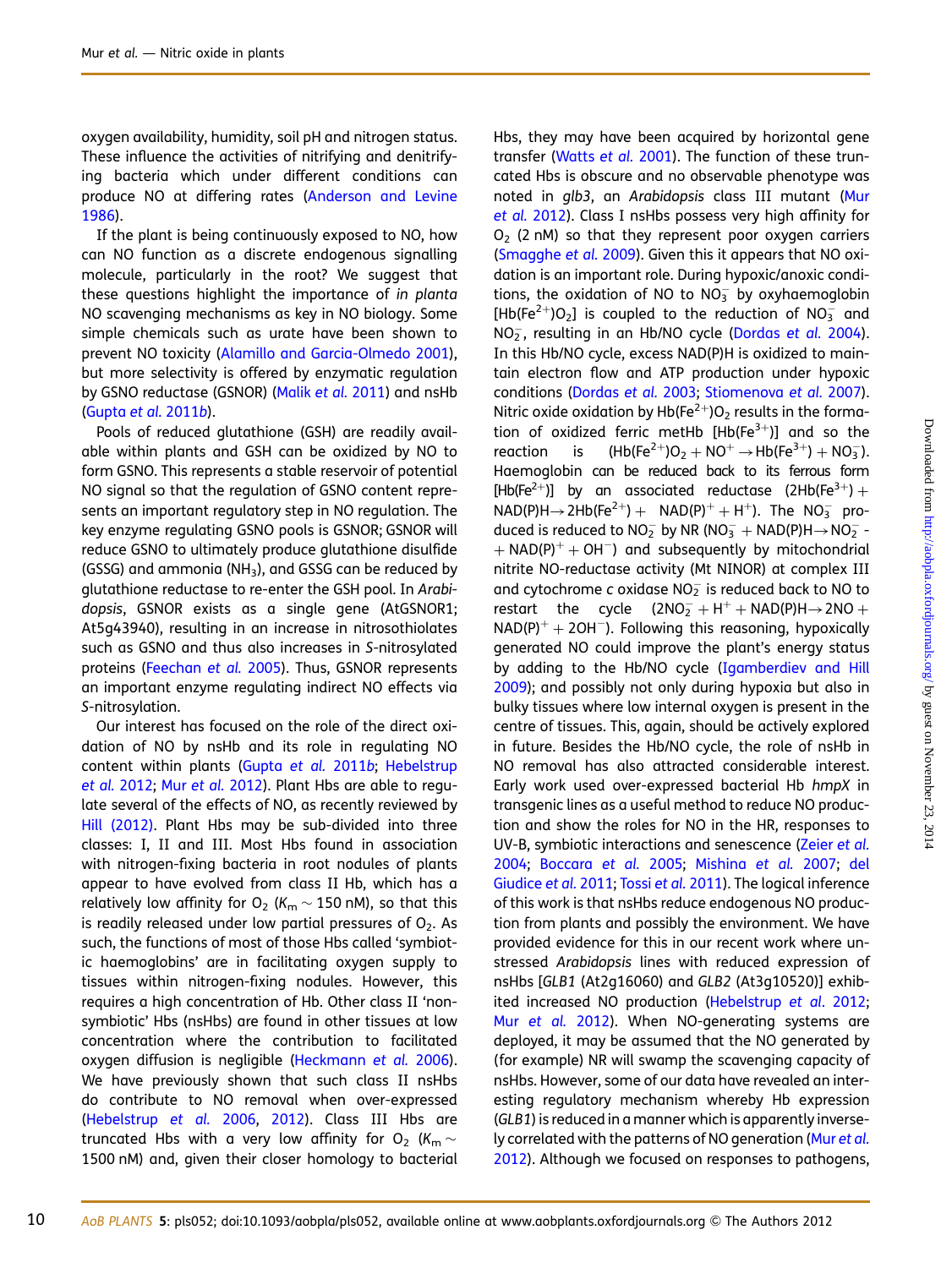oxygen availability, humidity, soil pH and nitrogen status. These influence the activities of nitrifying and denitrifying bacteria which under different conditions can produce NO at differing rates (Anderson and Levine 1986).

If the plant is being continuously exposed to NO, how can NO function as a discrete endogenous signalling molecule, particularly in the root? We suggest that these questions highlight the importance of *in planta* NO scavenging mechanisms as key in NO biology. Some simple chemicals such as urate have been shown to prevent NO toxicity (Alamillo and Garcia-Olmedo 2001), but more selectivity is offered by enzymatic regulation by GSNO reductase (GSNOR) (Malik *et al.* 2011) and nsHb (Gupta *et al.* 2011*b*).

Pools of reduced glutathione (GSH) are readily available within plants and GSH can be oxidized by NO to form GSNO. This represents a stable reservoir of potential NO signal so that the regulation of GSNO content represents an important regulatory step in NO regulation. The key enzyme regulating GSNO pools is GSNOR; GSNOR will reduce GSNO to ultimately produce glutathione disulfide (GSSG) and ammonia ($NH_3$), and GSSG can be reduced by glutathione reductase to re-enter the GSH pool. In *Arabidopsis*, GSNOR exists as a single gene (AtGSNOR1; At5g43940), resulting in an increase in nitrosothiolates such as GSNO and thus also increases in *S*-nitrosylated proteins (Feechan *et al.* 2005). Thus, GSNOR represents an important enzyme regulating indirect NO effects via *S*-nitrosylation.

Our interest has focused on the role of the direct oxidation of NO by nsHb and its role in regulating NO content within plants (Gupta *et al.* 2011*b*; Hebelstrup *et al.* 2012; Mur *et al.* 2012). Plant Hbs are able to regulate several of the effects of NO, as recently reviewed by Hill (2012). Plant Hbs may be sub-divided into three classes: I, II and III. Most Hbs found in association with nitrogen-fixing bacteria in root nodules of plants appear to have evolved from class II Hb, which has a relatively low affinity for $O_2$ ($K_m \sim 150$ nM), so that this is readily released under low partial pressures of $O_2$. As such, the functions of most of those Hbs called 'symbiotic haemoglobins' are in facilitating oxygen supply to tissues within nitrogen-fixing nodules. However, this requires a high concentration of Hb. Other class II 'non-symbiotic' Hbs (nsHbs) are found in other tissues at low concentration where the contribution to facilitated oxygen diffusion is negligible (Heckmann *et al.* 2006). We have previously shown that such class II nsHbs do contribute to NO removal when over-expressed (Hebelstrup *et al.* 2006, 2012). Class III Hbs are truncated Hbs with a very low affinity for $O_2$ ($K_m \sim 1500$ nM) and, given their closer homology to bacterial Hbs, they may have been acquired by horizontal gene transfer (Watts *et al.* 2001). The function of these truncated Hbs is obscure and no observable phenotype was noted in *glb3*, an *Arabidopsis* class III mutant (Mur *et al.* 2012). Class I nsHbs possess very high affinity for $O_2$ (2 nM) so that they represent poor oxygen carriers (Smagghe *et al.* 2009). Given this it appears that NO oxidation is an important role. During hypoxic/anoxic conditions, the oxidation of NO to $NO_3^-$ by oxyhaemoglobin [$Hb(Fe^{2+})O_2$] is coupled to the reduction of $NO_3^-$ and $NO_2^-$, resulting in an Hb/NO cycle (Dordas *et al.* 2004). In this Hb/NO cycle, excess NAD(P)H is oxidized to maintain electron flow and ATP production under hypoxic conditions (Dordas *et al.* 2003; Stiomenova *et al.* 2007). Nitric oxide oxidation by $Hb(Fe^{2+})O_2$ results in the formation of oxidized ferric metHb [$Hb(Fe^{3+})$] and so the reaction is ($Hb(Fe^{2+})O_2 + NO^+ \rightarrow Hb(Fe^{3+}) + NO_3^-$). Haemoglobin can be reduced back to its ferrous form [$Hb(Fe^{2+})$] by an associated reductase ($2Hb(Fe^{3+}) + NAD(P)H \rightarrow 2Hb(Fe^{2+}) + NAD(P)^+ + H^+$). The $NO_3^-$ produced is reduced to $NO_2^-$ by NR ($NO_3^- + NAD(P)H \rightarrow NO_2^- + NAD(P)^+ + OH^-$) and subsequently by mitochondrial nitrite NO-reductase activity (Mt NINOR) at complex III and cytochrome *c* oxidase $NO_2^-$ is reduced back to NO to restart the cycle ($2NO_2^- + H^+ + NAD(P)H \rightarrow 2NO + NAD(P)^+ + 2OH^-$). Following this reasoning, hypoxically generated NO could improve the plant's energy status by adding to the Hb/NO cycle (Igamberdiev and Hill 2009); and possibly not only during hypoxia but also in bulky tissues where low internal oxygen is present in the centre of tissues. This, again, should be actively explored in future. Besides the Hb/NO cycle, the role of nsHb in NO removal has also attracted considerable interest. Early work used over-expressed bacterial Hb *hmpX* in transgenic lines as a useful method to reduce NO production and show the roles for NO in the HR, responses to UV-B, symbiotic interactions and senescence (Zeier *et al.* 2004; Boccara *et al.* 2005; Mishina *et al.* 2007; del Giudice *et al.* 2011; Tossi *et al.* 2011). The logical inference of this work is that nsHbs reduce endogenous NO production from plants and possibly the environment. We have provided evidence for this in our recent work where unstressed *Arabidopsis* lines with reduced expression of nsHbs [*GLB1* (At2g16060) and *GLB2* (At3g10520)] exhibited increased NO production (Hebelstrup *et al.* 2012; Mur *et al.* 2012). When NO-generating systems are deployed, it may be assumed that the NO generated by (for example) NR will swamp the scavenging capacity of nsHbs. However, some of our data have revealed an interesting regulatory mechanism whereby Hb expression (*GLB1*) is reduced in a manner which is apparently inversely correlated with the patterns of NO generation (Mur *et al.* 2012). Although we focused on responses to pathogens,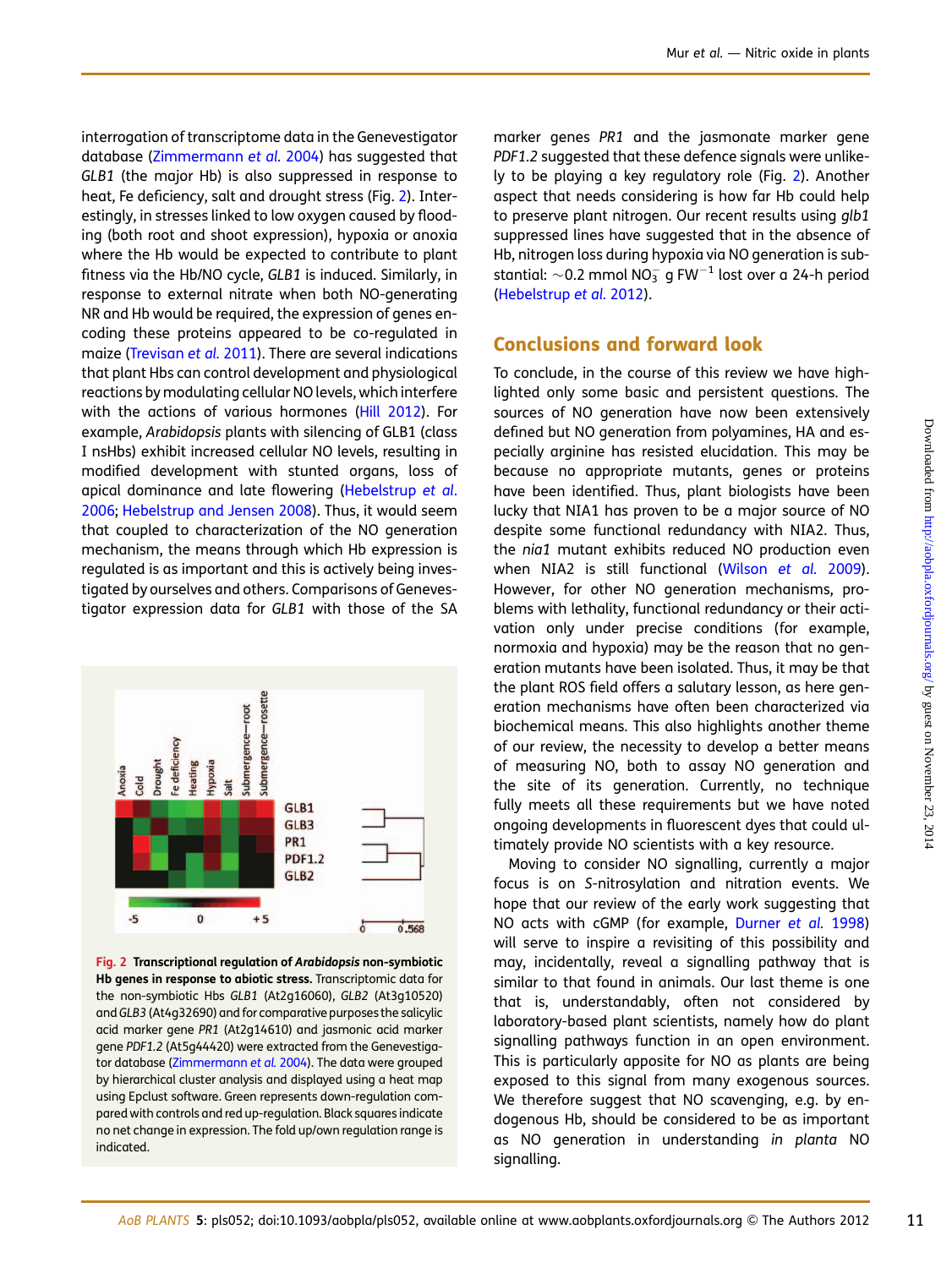interrogation of transcriptome data in the Genevestigator database (Zimmermann *et al.* 2004) has suggested that *GLB1* (the major Hb) is also suppressed in response to heat, Fe deficiency, salt and drought stress (Fig. 2). Interestingly, in stresses linked to low oxygen caused by flooding (both root and shoot expression), hypoxia or anoxia where the Hb would be expected to contribute to plant fitness via the Hb/NO cycle, *GLB1* is induced. Similarly, in response to external nitrate when both NO-generating NR and Hb would be required, the expression of genes encoding these proteins appeared to be co-regulated in maize (Trevisan *et al.* 2011). There are several indications that plant Hbs can control development and physiological reactions by modulating cellular NO levels, which interfere with the actions of various hormones (Hill 2012). For example, *Arabidopsis* plants with silencing of GLB1 (class I nsHbs) exhibit increased cellular NO levels, resulting in modified development with stunted organs, loss of apical dominance and late flowering (Hebelstrup *et al.* 2006; Hebelstrup and Jensen 2008). Thus, it would seem that coupled to characterization of the NO generation mechanism, the means through which Hb expression is regulated is as important and this is actively being investigated by ourselves and others. Comparisons of Genevestigator expression data for *GLB1* with those of the SA marker genes *PR1* and the jasmonate marker gene *PDF1.2* suggested that these defence signals were unlikely to be playing a key regulatory role (Fig. 2). Another aspect that needs considering is how far Hb could help to preserve plant nitrogen. Our recent results using *glb1* suppressed lines have suggested that in the absence of Hb, nitrogen loss during hypoxia via NO generation is substantial: ~0.2 mmol $NO_3^-$ g $FW^{-1}$ lost over a 24-h period (Hebelstrup *et al.* 2012).

**Fig. 2 Transcriptional regulation of *Arabidopsis* non-symbiotic Hb genes in response to abiotic stress.** Transcriptomic data for the non-symbiotic Hbs *GLB1* (At2g16060), *GLB2* (At3g10520) and *GLB3* (At4g32690) and for comparative purposes the salicylic acid marker gene *PR1* (At2g14610) and jasmonic acid marker gene *PDF1.2* (At5g44420) were extracted from the Genevestigator database (Zimmermann *et al.* 2004). The data were grouped by hierarchical cluster analysis and displayed using a heat map using Epclust software. Green represents down-regulation compared with controls and red up-regulation. Black squares indicate no net change in expression. The fold up/own regulation range is indicated.

## Conclusions and forward look

To conclude, in the course of this review we have highlighted only some basic and persistent questions. The sources of NO generation have now been extensively defined but NO generation from polyamines, HA and especially arginine has resisted elucidation. This may be because no appropriate mutants, genes or proteins have been identified. Thus, plant biologists have been lucky that NIA1 has proven to be a major source of NO despite some functional redundancy with NIA2. Thus, the *nia1* mutant exhibits reduced NO production even when NIA2 is still functional (Wilson *et al.* 2009). However, for other NO generation mechanisms, problems with lethality, functional redundancy or their activation only under precise conditions (for example, normoxia and hypoxia) may be the reason that no generation mutants have been isolated. Thus, it may be that the plant ROS field offers a salutary lesson, as here generation mechanisms have often been characterized via biochemical means. This also highlights another theme of our review, the necessity to develop a better means of measuring NO, both to assay NO generation and the site of its generation. Currently, no technique fully meets all these requirements but we have noted ongoing developments in fluorescent dyes that could ultimately provide NO scientists with a key resource.

Moving to consider NO signalling, currently a major focus is on *S*-nitrosylation and nitration events. We hope that our review of the early work suggesting that NO acts with cGMP (for example, Durner *et al.* 1998) will serve to inspire a revisiting of this possibility and may, incidentally, reveal a signalling pathway that is similar to that found in animals. Our last theme is one that is, understandably, often not considered by laboratory-based plant scientists, namely how do plant signalling pathways function in an open environment. This is particularly apposite for NO as plants are being exposed to this signal from many exogenous sources. We therefore suggest that NO scavenging, e.g. by endogenous Hb, should be considered to be as important as NO generation in understanding *in planta* NO signalling.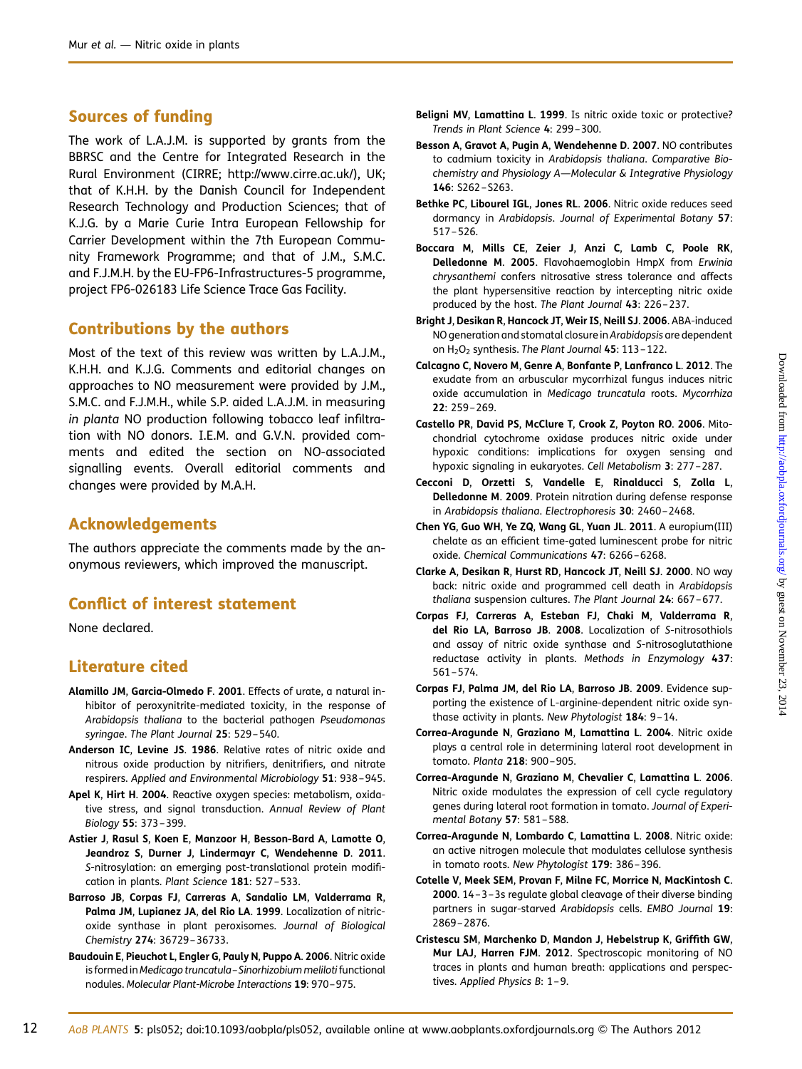## Sources of funding

The work of L.A.J.M. is supported by grants from the BBRSC and the Centre for Integrated Research in the Rural Environment (CIRRE; http://www.cirre.ac.uk/), UK; that of K.H.H. by the Danish Council for Independent Research Technology and Production Sciences; that of K.J.G. by a Marie Curie Intra European Fellowship for Carrier Development within the 7th European Community Framework Programme; and that of J.M., S.M.C. and F.J.M.H. by the EU-FP6-Infrastructures-5 programme, project FP6-026183 Life Science Trace Gas Facility.

## Contributions by the authors

Most of the text of this review was written by L.A.J.M., K.H.H. and K.J.G. Comments and editorial changes on approaches to NO measurement were provided by J.M., S.M.C. and F.J.M.H., while S.P. aided L.A.J.M. in measuring *in planta* NO production following tobacco leaf infiltration with NO donors. I.E.M. and G.V.N. provided comments and edited the section on NO-associated signalling events. Overall editorial comments and changes were provided by M.A.H.

## Acknowledgements

The authors appreciate the comments made by the anonymous reviewers, which improved the manuscript.

## Conflict of interest statement

None declared.

## Literature cited

**Alamillo JM, Garcia-Olmedo F. 2001**. Effects of urate, a natural inhibitor of peroxynitrite-mediated toxicity, in the response of *Arabidopsis thaliana* to the bacterial pathogen *Pseudomonas syringae*. *The Plant Journal* **25**: 529–540.

**Anderson IC, Levine JS. 1986**. Relative rates of nitric oxide and nitrous oxide production by nitrifiers, denitrifiers, and nitrate respirers. *Applied and Environmental Microbiology* **51**: 938–945.

**Apel K, Hirt H. 2004**. Reactive oxygen species: metabolism, oxidative stress, and signal transduction. *Annual Review of Plant Biology* **55**: 373–399.

**Astier J, Rasul S, Koen E, Manzoor H, Besson-Bard A, Lamotte O, Jeandroz S, Durner J, Lindermayr C, Wendehenne D. 2011**. *S*-nitrosylation: an emerging post-translational protein modification in plants. *Plant Science* **181**: 527–533.

**Barroso JB, Corpas FJ, Carreras A, Sandalio LM, Valderrama R, Palma JM, Lupianez JA, del Rio LA. 1999**. Localization of nitric-oxide synthase in plant peroxisomes. *Journal of Biological Chemistry* **274**: 36729–36733.

**Baudouin E, Pieuchot L, Engler G, Pauly N, Puppo A. 2006**. Nitric oxide is formed in *Medicago truncatula*–*Sinorhizobium meliloti* functional nodules. *Molecular Plant-Microbe Interactions* **19**: 970–975.

**Beligni MV, Lamattina L. 1999**. Is nitric oxide toxic or protective? *Trends in Plant Science* **4**: 299–300.

**Besson A, Gravot A, Pugin A, Wendehenne D. 2007**. NO contributes to cadmium toxicity in *Arabidopsis thaliana*. *Comparative Biochemistry and Physiology A—Molecular & Integrative Physiology* **146**: S262–S263.

**Bethke PC, Libourel IGL, Jones RL. 2006**. Nitric oxide reduces seed dormancy in *Arabidopsis*. *Journal of Experimental Botany* **57**: 517–526.

**Boccara M, Mills CE, Zeier J, Anzi C, Lamb C, Poole RK, Delledonne M. 2005**. Flavohaemoglobin HmpX from *Erwinia chrysanthemi* confers nitrosative stress tolerance and affects the plant hypersensitive reaction by intercepting nitric oxide produced by the host. *The Plant Journal* **43**: 226–237.

**Bright J, Desikan R, Hancock JT, Weir IS, Neill SJ. 2006**. ABA-induced NO generation and stomatal closure in *Arabidopsis* are dependent on $H_2O_2$ synthesis. *The Plant Journal* **45**: 113–122.

**Calcagno C, Novero M, Genre A, Bonfante P, Lanfranco L. 2012**. The exudate from an arbuscular mycorrhizal fungus induces nitric oxide accumulation in *Medicago truncatula* roots. *Mycorrhiza* **22**: 259–269.

**Castello PR, David PS, McClure T, Crook Z, Poyton RO. 2006**. Mitochondrial cytochrome oxidase produces nitric oxide under hypoxic conditions: implications for oxygen sensing and hypoxic signaling in eukaryotes. *Cell Metabolism* **3**: 277–287.

**Cecconi D, Orzetti S, Vandelle E, Rinalducci S, Zolla L, Delledonne M. 2009**. Protein nitration during defense response in *Arabidopsis thaliana*. *Electrophoresis* **30**: 2460–2468.

**Chen YG, Guo WH, Ye ZQ, Wang GL, Yuan JL. 2011**. A europium(III) chelate as an efficient time-gated luminescent probe for nitric oxide. *Chemical Communications* **47**: 6266–6268.

**Clarke A, Desikan R, Hurst RD, Hancock JT, Neill SJ. 2000**. NO way back: nitric oxide and programmed cell death in *Arabidopsis thaliana* suspension cultures. *The Plant Journal* **24**: 667–677.

**Corpas FJ, Carreras A, Esteban FJ, Chaki M, Valderrama R, del Rio LA, Barroso JB. 2008**. Localization of *S*-nitrosothiols and assay of nitric oxide synthase and *S*-nitrosoglutathione reductase activity in plants. *Methods in Enzymology* **437**: 561–574.

**Corpas FJ, Palma JM, del Rio LA, Barroso JB. 2009**. Evidence supporting the existence of L-arginine-dependent nitric oxide synthase activity in plants. *New Phytologist* **184**: 9–14.

**Correa-Aragunde N, Graziano M, Lamattina L. 2004**. Nitric oxide plays a central role in determining lateral root development in tomato. *Planta* **218**: 900–905.

**Correa-Aragunde N, Graziano M, Chevalier C, Lamattina L. 2006**. Nitric oxide modulates the expression of cell cycle regulatory genes during lateral root formation in tomato. *Journal of Experimental Botany* **57**: 581–588.

**Correa-Aragunde N, Lombardo C, Lamattina L. 2008**. Nitric oxide: an active nitrogen molecule that modulates cellulose synthesis in tomato roots. *New Phytologist* **179**: 386–396.

**Cotelle V, Meek SEM, Provan F, Milne FC, Morrice N, MacKintosh C. 2000**. 14–3–3s regulate global cleavage of their diverse binding partners in sugar-starved *Arabidopsis* cells. *EMBO Journal* **19**: 2869–2876.

**Cristescu SM, Marchenko D, Mandon J, Hebelstrup K, Griffith GW, Mur LAJ, Harren FJM. 2012**. Spectroscopic monitoring of NO traces in plants and human breath: applications and perspectives. *Applied Physics B*: 1–9.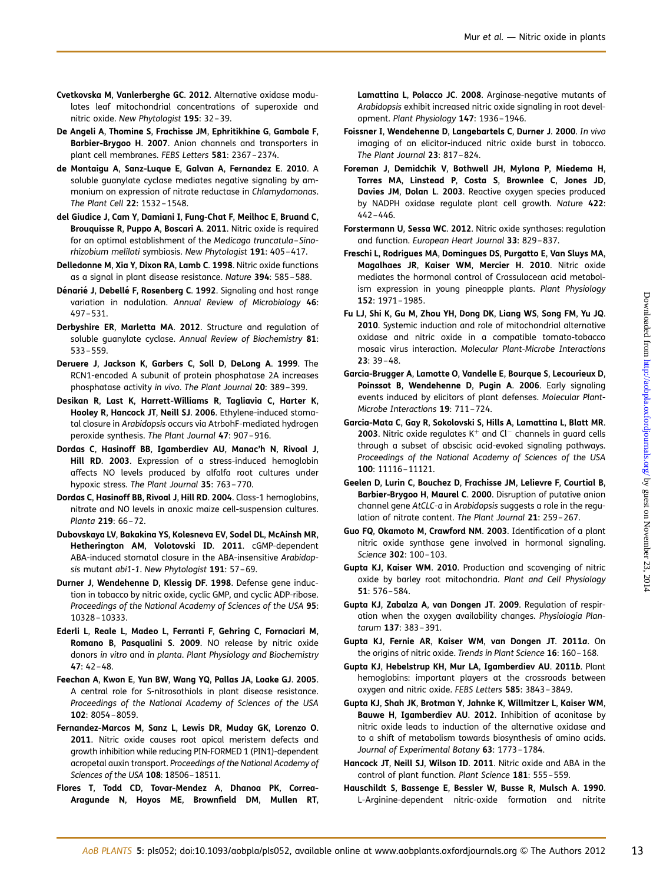**Cvetkovska M, Vanlerberghe GC. 2012**. Alternative oxidase modulates leaf mitochondrial concentrations of superoxide and nitric oxide. *New Phytologist* **195**: 32–39.

**De Angeli A, Thomine S, Frachisse JM, Ephritikhine G, Gambale F, Barbier-Brygoo H. 2007**. Anion channels and transporters in plant cell membranes. *FEBS Letters* **581**: 2367–2374.

**de Montaigu A, Sanz-Luque E, Galvan A, Fernandez E. 2010**. A soluble guanylate cyclase mediates negative signaling by ammonium on expression of nitrate reductase in *Chlamydomonas*. *The Plant Cell* **22**: 1532–1548.

**del Giudice J, Cam Y, Damiani I, Fung-Chat F, Meilhoc E, Bruand C, Brouquisse R, Puppo A, Boscari A. 2011**. Nitric oxide is required for an optimal establishment of the *Medicago truncatula–Sinorhizobium meliloti* symbiosis. *New Phytologist* **191**: 405–417.

**Delledonne M, Xia Y, Dixon RA, Lamb C. 1998**. Nitric oxide functions as a signal in plant disease resistance. *Nature* **394**: 585–588.

**Dénarié J, Debellé F, Rosenberg C. 1992**. Signaling and host range variation in nodulation. *Annual Review of Microbiology* **46**: 497–531.

**Derbyshire ER, Marletta MA. 2012**. Structure and regulation of soluble guanylate cyclase. *Annual Review of Biochemistry* **81**: 533–559.

**Deruere J, Jackson K, Garbers C, Soll D, DeLong A. 1999**. The RCN1-encoded A subunit of protein phosphatase 2A increases phosphatase activity *in vivo*. *The Plant Journal* **20**: 389–399.

**Desikan R, Last K, Harrett-Williams R, Tagliavia C, Harter K, Hooley R, Hancock JT, Neill SJ. 2006**. Ethylene-induced stomatal closure in *Arabidopsis* occurs via AtrbohF-mediated hydrogen peroxide synthesis. *The Plant Journal* **47**: 907–916.

**Dordas C, Hasinoff BB, Igamberdiev AU, Manac'h N, Rivoal J, Hill RD. 2003**. Expression of a stress-induced hemoglobin affects NO levels produced by alfalfa root cultures under hypoxic stress. *The Plant Journal* **35**: 763–770.

**Dordas C, Hasinoff BB, Rivoal J, Hill RD. 2004**. Class-1 hemoglobins, nitrate and NO levels in anoxic maize cell-suspension cultures. *Planta* **219**: 66–72.

**Dubovskaya LV, Bakakina YS, Kolesneva EV, Sodel DL, McAinsh MR, Hetherington AM, Volotovski ID. 2011**. cGMP-dependent ABA-induced stomatal closure in the ABA-insensitive *Arabidopsis* mutant *abi1-1*. *New Phytologist* **191**: 57–69.

**Durner J, Wendehenne D, Klessig DF. 1998**. Defense gene induction in tobacco by nitric oxide, cyclic GMP, and cyclic ADP-ribose. *Proceedings of the National Academy of Sciences of the USA* **95**: 10328–10333.

**Ederli L, Reale L, Madeo L, Ferranti F, Gehring C, Fornaciari M, Romano B, Pasqualini S. 2009**. NO release by nitric oxide donors *in vitro* and *in planta*. *Plant Physiology and Biochemistry* **47**: 42–48.

**Feechan A, Kwon E, Yun BW, Wang YQ, Pallas JA, Loake GJ. 2005**. A central role for S-nitrosothiols in plant disease resistance. *Proceedings of the National Academy of Sciences of the USA* **102**: 8054–8059.

**Fernandez-Marcos M, Sanz L, Lewis DR, Muday GK, Lorenzo O. 2011**. Nitric oxide causes root apical meristem defects and growth inhibition while reducing PIN-FORMED 1 (PIN1)-dependent acropetal auxin transport. *Proceedings of the National Academy of Sciences of the USA* **108**: 18506–18511.

**Flores T, Todd CD, Tovar-Mendez A, Dhanoa PK, Correa-Aragunde N, Hoyos ME, Brownfield DM, Mullen RT, Lamattina L, Polacco JC. 2008**. Arginase-negative mutants of *Arabidopsis* exhibit increased nitric oxide signaling in root development. *Plant Physiology* **147**: 1936–1946.

**Foissner I, Wendehenne D, Langebartels C, Durner J. 2000**. *In vivo* imaging of an elicitor-induced nitric oxide burst in tobacco. *The Plant Journal* **23**: 817–824.

**Foreman J, Demidchik V, Bothwell JH, Mylona P, Miedema H, Torres MA, Linstead P, Costa S, Brownlee C, Jones JD, Davies JM, Dolan L. 2003**. Reactive oxygen species produced by NADPH oxidase regulate plant cell growth. *Nature* **422**: 442–446.

**Forstermann U, Sessa WC. 2012**. Nitric oxide synthases: regulation and function. *European Heart Journal* **33**: 829–837.

**Freschi L, Rodrigues MA, Domingues DS, Purgatto E, Van Sluys MA, Magalhaes JR, Kaiser WM, Mercier H. 2010**. Nitric oxide mediates the hormonal control of Crassulacean acid metabolism expression in young pineapple plants. *Plant Physiology* **152**: 1971–1985.

**Fu LJ, Shi K, Gu M, Zhou YH, Dong DK, Liang WS, Song FM, Yu JQ. 2010**. Systemic induction and role of mitochondrial alternative oxidase and nitric oxide in a compatible tomato-tobacco mosaic virus interaction. *Molecular Plant-Microbe Interactions* **23**: 39–48.

**Garcia-Brugger A, Lamotte O, Vandelle E, Bourque S, Lecourieux D, Poinssot B, Wendehenne D, Pugin A. 2006**. Early signaling events induced by elicitors of plant defenses. *Molecular Plant-Microbe Interactions* **19**: 711–724.

**Garcia-Mata C, Gay R, Sokolovski S, Hills A, Lamattina L, Blatt MR. 2003**. Nitric oxide regulates $K^+$ and $Cl^-$ channels in guard cells through a subset of abscisic acid-evoked signaling pathways. *Proceedings of the National Academy of Sciences of the USA* **100**: 11116–11121.

**Geelen D, Lurin C, Bouchez D, Frachisse JM, Lelievre F, Courtial B, Barbier-Brygoo H, Maurel C. 2000**. Disruption of putative anion channel gene *AtCLC-a* in *Arabidopsis* suggests a role in the regulation of nitrate content. *The Plant Journal* **21**: 259–267.

**Guo FQ, Okamoto M, Crawford NM. 2003**. Identification of a plant nitric oxide synthase gene involved in hormonal signaling. *Science* **302**: 100–103.

**Gupta KJ, Kaiser WM. 2010**. Production and scavenging of nitric oxide by barley root mitochondria. *Plant and Cell Physiology* **51**: 576–584.

**Gupta KJ, Zabalza A, van Dongen JT. 2009**. Regulation of respiration when the oxygen availability changes. *Physiologia Plantarum* **137**: 383–391.

**Gupta KJ, Fernie AR, Kaiser WM, van Dongen JT. 2011*a***. On the origins of nitric oxide. *Trends in Plant Science* **16**: 160–168.

**Gupta KJ, Hebelstrup KH, Mur LA, Igamberdiev AU. 2011*b***. Plant hemoglobins: important players at the crossroads between oxygen and nitric oxide. *FEBS Letters* **585**: 3843–3849.

**Gupta KJ, Shah JK, Brotman Y, Jahnke K, Willmitzer L, Kaiser WM, Bauwe H, Igamberdiev AU. 2012**. Inhibition of aconitase by nitric oxide leads to induction of the alternative oxidase and to a shift of metabolism towards biosynthesis of amino acids. *Journal of Experimental Botany* **63**: 1773–1784.

**Hancock JT, Neill SJ, Wilson ID. 2011**. Nitric oxide and ABA in the control of plant function. *Plant Science* **181**: 555–559.

**Hauschildt S, Bassenge E, Bessler W, Busse R, Mulsch A. 1990**. L-Arginine-dependent nitric-oxide formation and nitrite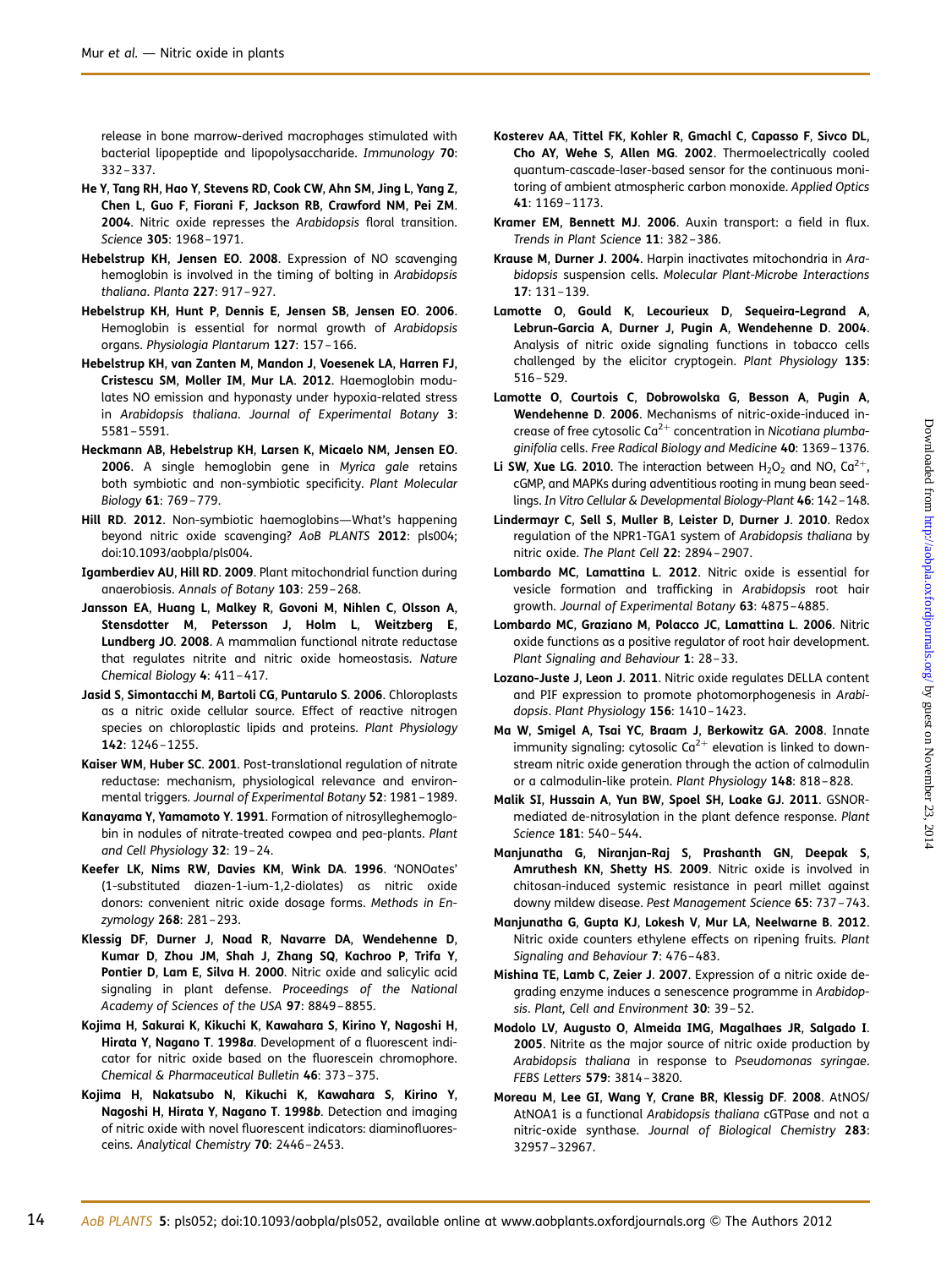release in bone marrow-derived macrophages stimulated with bacterial lipopeptide and lipopolysaccharide. *Immunology* **70**: 332–337.

**He Y, Tang RH, Hao Y, Stevens RD, Cook CW, Ahn SM, Jing L, Yang Z, Chen L, Guo F, Fiorani F, Jackson RB, Crawford NM, Pei ZM. 2004**. Nitric oxide represses the *Arabidopsis* floral transition. *Science* **305**: 1968–1971.

**Hebelstrup KH, Jensen EO. 2008**. Expression of NO scavenging hemoglobin is involved in the timing of bolting in *Arabidopsis thaliana*. *Planta* **227**: 917–927.

**Hebelstrup KH, Hunt P, Dennis E, Jensen SB, Jensen EO. 2006**. Hemoglobin is essential for normal growth of *Arabidopsis* organs. *Physiologia Plantarum* **127**: 157–166.

**Hebelstrup KH, van Zanten M, Mandon J, Voesenek LA, Harren FJ, Cristescu SM, Moller IM, Mur LA. 2012**. Haemoglobin modulates NO emission and hyponasty under hypoxia-related stress in *Arabidopsis thaliana*. *Journal of Experimental Botany* **3**: 5581–5591.

**Heckmann AB, Hebelstrup KH, Larsen K, Micaelo NM, Jensen EO. 2006**. A single hemoglobin gene in *Myrica gale* retains both symbiotic and non-symbiotic specificity. *Plant Molecular Biology* **61**: 769–779.

**Hill RD. 2012**. Non-symbiotic haemoglobins—What's happening beyond nitric oxide scavenging? *AoB PLANTS* **2012**: pls004; doi:10.1093/aobpla/pls004.

**Igamberdiev AU, Hill RD. 2009**. Plant mitochondrial function during anaerobiosis. *Annals of Botany* **103**: 259–268.

**Jansson EA, Huang L, Malkey R, Govoni M, Nihlen C, Olsson A, Stensdotter M, Petersson J, Holm L, Weitzberg E, Lundberg JO. 2008**. A mammalian functional nitrate reductase that regulates nitrite and nitric oxide homeostasis. *Nature Chemical Biology* **4**: 411–417.

**Jasid S, Simontacchi M, Bartoli CG, Puntarulo S. 2006**. Chloroplasts as a nitric oxide cellular source. Effect of reactive nitrogen species on chloroplastic lipids and proteins. *Plant Physiology* **142**: 1246–1255.

**Kaiser WM, Huber SC. 2001**. Post-translational regulation of nitrate reductase: mechanism, physiological relevance and environmental triggers. *Journal of Experimental Botany* **52**: 1981–1989.

**Kanayama Y, Yamamoto Y. 1991**. Formation of nitrosylleghemoglobin in nodules of nitrate-treated cowpea and pea-plants. *Plant and Cell Physiology* **32**: 19–24.

**Keefer LK, Nims RW, Davies KM, Wink DA. 1996**. 'NONOates' (1-substituted diazen-1-ium-1,2-diolates) as nitric oxide donors: convenient nitric oxide dosage forms. *Methods in Enzymology* **268**: 281–293.

**Klessig DF, Durner J, Noad R, Navarre DA, Wendehenne D, Kumar D, Zhou JM, Shah J, Zhang SQ, Kachroo P, Trifa Y, Pontier D, Lam E, Silva H. 2000**. Nitric oxide and salicylic acid signaling in plant defense. *Proceedings of the National Academy of Sciences of the USA* **97**: 8849–8855.

**Kojima H, Sakurai K, Kikuchi K, Kawahara S, Kirino Y, Nagoshi H, Hirata Y, Nagano T. 1998*a***. Development of a fluorescent indicator for nitric oxide based on the fluorescein chromophore. *Chemical & Pharmaceutical Bulletin* **46**: 373–375.

**Kojima H, Nakatsubo N, Kikuchi K, Kawahara S, Kirino Y, Nagoshi H, Hirata Y, Nagano T. 1998*b***. Detection and imaging of nitric oxide with novel fluorescent indicators: diaminofluoresceins. *Analytical Chemistry* **70**: 2446–2453.

**Kosterev AA, Tittel FK, Kohler R, Gmachl C, Capasso F, Sivco DL, Cho AY, Wehe S, Allen MG. 2002**. Thermoelectrically cooled quantum-cascade-laser-based sensor for the continuous monitoring of ambient atmospheric carbon monoxide. *Applied Optics* **41**: 1169–1173.

**Kramer EM, Bennett MJ. 2006**. Auxin transport: a field in flux. *Trends in Plant Science* **11**: 382–386.

**Krause M, Durner J. 2004**. Harpin inactivates mitochondria in *Arabidopsis* suspension cells. *Molecular Plant-Microbe Interactions* **17**: 131–139.

**Lamotte O, Gould K, Lecourieux D, Sequeira-Legrand A, Lebrun-Garcia A, Durner J, Pugin A, Wendehenne D. 2004**. Analysis of nitric oxide signaling functions in tobacco cells challenged by the elicitor cryptogein. *Plant Physiology* **135**: 516–529.

**Lamotte O, Courtois C, Dobrowolska G, Besson A, Pugin A, Wendehenne D. 2006**. Mechanisms of nitric-oxide-induced increase of free cytosolic $Ca^{2+}$ concentration in *Nicotiana plumbaginifolia* cells. *Free Radical Biology and Medicine* **40**: 1369–1376.

**Li SW, Xue LG. 2010**. The interaction between $H_2O_2$ and NO, $Ca^{2+}$, cGMP, and MAPKs during adventitious rooting in mung bean seedlings. *In Vitro Cellular & Developmental Biology-Plant* **46**: 142–148.

**Lindermayr C, Sell S, Muller B, Leister D, Durner J. 2010**. Redox regulation of the NPR1-TGA1 system of *Arabidopsis thaliana* by nitric oxide. *The Plant Cell* **22**: 2894–2907.

**Lombardo MC, Lamattina L. 2012**. Nitric oxide is essential for vesicle formation and trafficking in *Arabidopsis* root hair growth. *Journal of Experimental Botany* **63**: 4875–4885.

**Lombardo MC, Graziano M, Polacco JC, Lamattina L. 2006**. Nitric oxide functions as a positive regulator of root hair development. *Plant Signaling and Behaviour* **1**: 28–33.

**Lozano-Juste J, Leon J. 2011**. Nitric oxide regulates DELLA content and PIF expression to promote photomorphogenesis in *Arabidopsis*. *Plant Physiology* **156**: 1410–1423.

**Ma W, Smigel A, Tsai YC, Braam J, Berkowitz GA. 2008**. Innate immunity signaling: cytosolic $Ca^{2+}$ elevation is linked to downstream nitric oxide generation through the action of calmodulin or a calmodulin-like protein. *Plant Physiology* **148**: 818–828.

**Malik SI, Hussain A, Yun BW, Spoel SH, Loake GJ. 2011**. GSNOR-mediated de-nitrosylation in the plant defence response. *Plant Science* **181**: 540–544.

**Manjunatha G, Niranjan-Raj S, Prashanth GN, Deepak S, Amruthesh KN, Shetty HS. 2009**. Nitric oxide is involved in chitosan-induced systemic resistance in pearl millet against downy mildew disease. *Pest Management Science* **65**: 737–743.

**Manjunatha G, Gupta KJ, Lokesh V, Mur LA, Neelwarne B. 2012**. Nitric oxide counters ethylene effects on ripening fruits. *Plant Signaling and Behaviour* **7**: 476–483.

**Mishina TE, Lamb C, Zeier J. 2007**. Expression of a nitric oxide degrading enzyme induces a senescence programme in *Arabidopsis*. *Plant, Cell and Environment* **30**: 39–52.

**Modolo LV, Augusto O, Almeida IMG, Magalhaes JR, Salgado I. 2005**. Nitrite as the major source of nitric oxide production by *Arabidopsis thaliana* in response to *Pseudomonas syringae*. *FEBS Letters* **579**: 3814–3820.

**Moreau M, Lee GI, Wang Y, Crane BR, Klessig DF. 2008**. AtNOS/AtNOA1 is a functional *Arabidopsis thaliana* cGTPase and not a nitric-oxide synthase. *Journal of Biological Chemistry* **283**: 32957–32967.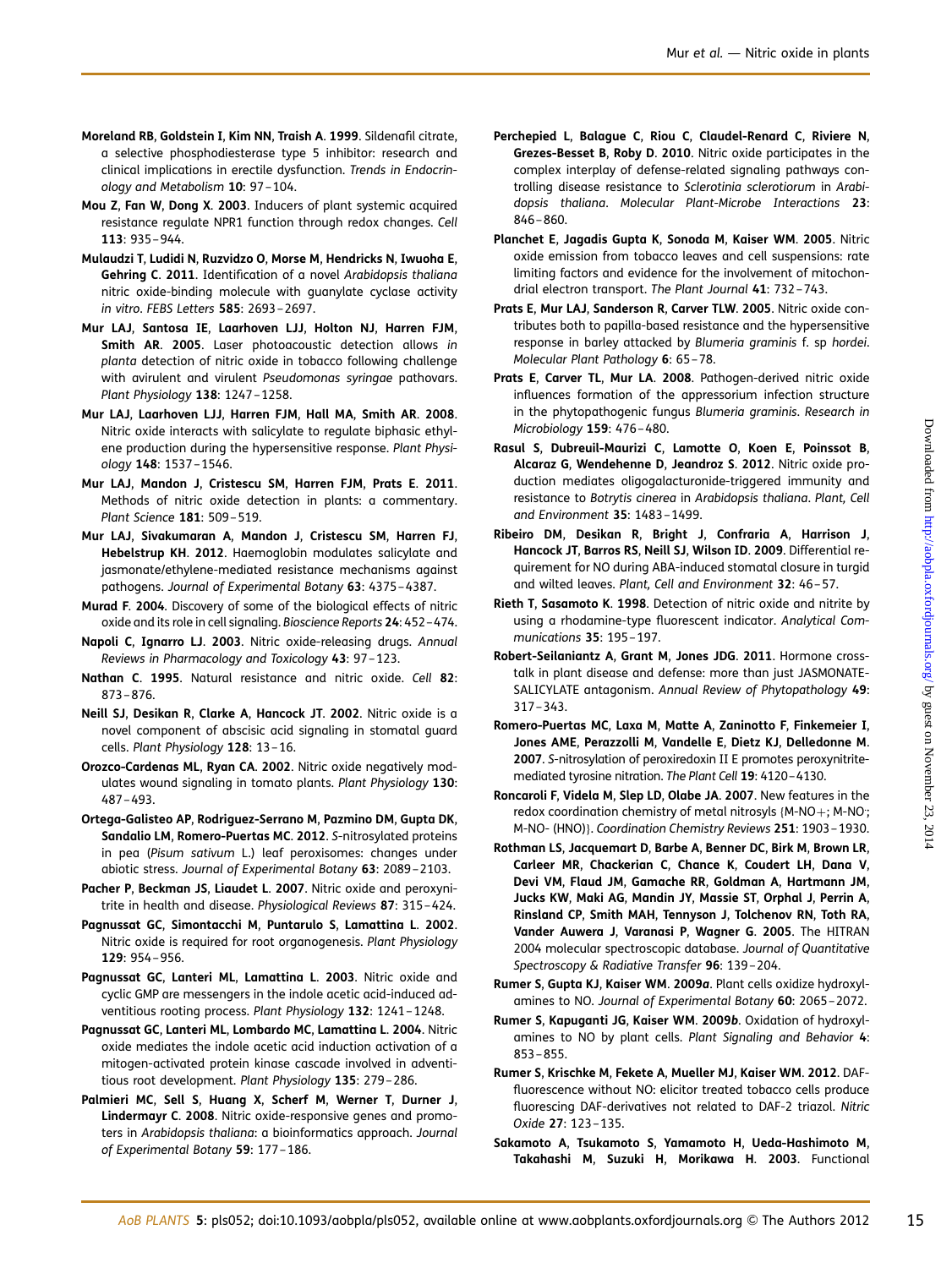**Moreland RB, Goldstein I, Kim NN, Traish A. 1999**. Sildenafil citrate, a selective phosphodiesterase type 5 inhibitor: research and clinical implications in erectile dysfunction. *Trends in Endocrinology and Metabolism* **10**: 97–104.

**Mou Z, Fan W, Dong X. 2003**. Inducers of plant systemic acquired resistance regulate NPR1 function through redox changes. *Cell* **113**: 935–944.

**Mulaudzi T, Ludidi N, Ruzvidzo O, Morse M, Hendricks N, Iwuoha E, Gehring C. 2011**. Identification of a novel *Arabidopsis thaliana* nitric oxide-binding molecule with guanylate cyclase activity *in vitro*. *FEBS Letters* **585**: 2693–2697.

**Mur LAJ, Santosa IE, Laarhoven LJJ, Holton NJ, Harren FJM, Smith AR. 2005**. Laser photoacoustic detection allows *in planta* detection of nitric oxide in tobacco following challenge with avirulent and virulent *Pseudomonas syringae* pathovars. *Plant Physiology* **138**: 1247–1258.

**Mur LAJ, Laarhoven LJJ, Harren FJM, Hall MA, Smith AR. 2008**. Nitric oxide interacts with salicylate to regulate biphasic ethylene production during the hypersensitive response. *Plant Physiology* **148**: 1537–1546.

**Mur LAJ, Mandon J, Cristescu SM, Harren FJM, Prats E. 2011**. Methods of nitric oxide detection in plants: a commentary. *Plant Science* **181**: 509–519.

**Mur LAJ, Sivakumaran A, Mandon J, Cristescu SM, Harren FJ, Hebelstrup KH. 2012**. Haemoglobin modulates salicylate and jasmonate/ethylene-mediated resistance mechanisms against pathogens. *Journal of Experimental Botany* **63**: 4375–4387.

**Murad F. 2004**. Discovery of some of the biological effects of nitric oxide and its role in cell signaling. *Bioscience Reports* **24**: 452–474.

**Napoli C, Ignarro LJ. 2003**. Nitric oxide-releasing drugs. *Annual Reviews in Pharmacology and Toxicology* **43**: 97–123.

**Nathan C. 1995**. Natural resistance and nitric oxide. *Cell* **82**: 873–876.

**Neill SJ, Desikan R, Clarke A, Hancock JT. 2002**. Nitric oxide is a novel component of abscisic acid signaling in stomatal guard cells. *Plant Physiology* **128**: 13–16.

**Orozco-Cardenas ML, Ryan CA. 2002**. Nitric oxide negatively modulates wound signaling in tomato plants. *Plant Physiology* **130**: 487–493.

**Ortega-Galisteo AP, Rodriguez-Serrano M, Pazmino DM, Gupta DK, Sandalio LM, Romero-Puertas MC. 2012**. *S*-nitrosylated proteins in pea (*Pisum sativum* L.) leaf peroxisomes: changes under abiotic stress. *Journal of Experimental Botany* **63**: 2089–2103.

**Pacher P, Beckman JS, Liaudet L. 2007**. Nitric oxide and peroxynitrite in health and disease. *Physiological Reviews* **87**: 315–424.

**Pagnussat GC, Simontacchi M, Puntarulo S, Lamattina L. 2002**. Nitric oxide is required for root organogenesis. *Plant Physiology* **129**: 954–956.

**Pagnussat GC, Lanteri ML, Lamattina L. 2003**. Nitric oxide and cyclic GMP are messengers in the indole acetic acid-induced adventitious rooting process. *Plant Physiology* **132**: 1241–1248.

**Pagnussat GC, Lanteri ML, Lombardo MC, Lamattina L. 2004**. Nitric oxide mediates the indole acetic acid induction activation of a mitogen-activated protein kinase cascade involved in adventitious root development. *Plant Physiology* **135**: 279–286.

**Palmieri MC, Sell S, Huang X, Scherf M, Werner T, Durner J, Lindermayr C. 2008**. Nitric oxide-responsive genes and promoters in *Arabidopsis thaliana*: a bioinformatics approach. *Journal of Experimental Botany* **59**: 177–186.

**Perchepied L, Balague C, Riou C, Claudel-Renard C, Riviere N, Grezes-Besset B, Roby D. 2010**. Nitric oxide participates in the complex interplay of defense-related signaling pathways controlling disease resistance to *Sclerotinia sclerotiorum* in *Arabidopsis thaliana*. *Molecular Plant-Microbe Interactions* **23**: 846–860.

**Planchet E, Jagadis Gupta K, Sonoda M, Kaiser WM. 2005**. Nitric oxide emission from tobacco leaves and cell suspensions: rate limiting factors and evidence for the involvement of mitochondrial electron transport. *The Plant Journal* **41**: 732–743.

**Prats E, Mur LAJ, Sanderson R, Carver TLW. 2005**. Nitric oxide contributes both to papilla-based resistance and the hypersensitive response in barley attacked by *Blumeria graminis* f. sp *hordei*. *Molecular Plant Pathology* **6**: 65–78.

**Prats E, Carver TL, Mur LA. 2008**. Pathogen-derived nitric oxide influences formation of the appressorium infection structure in the phytopathogenic fungus *Blumeria graminis*. *Research in Microbiology* **159**: 476–480.

**Rasul S, Dubreuil-Maurizi C, Lamotte O, Koen E, Poinssot B, Alcaraz G, Wendehenne D, Jeandroz S. 2012**. Nitric oxide production mediates oligogalacturonide-triggered immunity and resistance to *Botrytis cinerea* in *Arabidopsis thaliana*. *Plant, Cell and Environment* **35**: 1483–1499.

**Ribeiro DM, Desikan R, Bright J, Confraria A, Harrison J, Hancock JT, Barros RS, Neill SJ, Wilson ID. 2009**. Differential requirement for NO during ABA-induced stomatal closure in turgid and wilted leaves. *Plant, Cell and Environment* **32**: 46–57.

**Rieth T, Sasamoto K. 1998**. Detection of nitric oxide and nitrite by using a rhodamine-type fluorescent indicator. *Analytical Communications* **35**: 195–197.

**Robert-Seilaniantz A, Grant M, Jones JDG. 2011**. Hormone crosstalk in plant disease and defense: more than just JASMONATE-SALICYLATE antagonism. *Annual Review of Phytopathology* **49**: 317–343.

**Romero-Puertas MC, Laxa M, Matte A, Zaninotto F, Finkemeier I, Jones AME, Perazzolli M, Vandelle E, Dietz KJ, Delledonne M. 2007**. *S*-nitrosylation of peroxiredoxin II E promotes peroxynitrite-mediated tyrosine nitration. *The Plant Cell* **19**: 4120–4130.

**Roncaroli F, Videla M, Slep LD, Olabe JA. 2007**. New features in the redox coordination chemistry of metal nitrosyls {M-NO+; M-NO·; M-NO- (HNO)}. *Coordination Chemistry Reviews* **251**: 1903–1930.

**Rothman LS, Jacquemart D, Barbe A, Benner DC, Birk M, Brown LR, Carleer MR, Chackerian C, Chance K, Coudert LH, Dana V, Devi VM, Flaud JM, Gamache RR, Goldman A, Hartmann JM, Jucks KW, Maki AG, Mandin JY, Massie ST, Orphal J, Perrin A, Rinsland CP, Smith MAH, Tennyson J, Tolchenov RN, Toth RA, Vander Auwera J, Varanasi P, Wagner G. 2005**. The HITRAN 2004 molecular spectroscopic database. *Journal of Quantitative Spectroscopy & Radiative Transfer* **96**: 139–204.

**Rumer S, Gupta KJ, Kaiser WM. 2009*a***. Plant cells oxidize hydroxylamines to NO. *Journal of Experimental Botany* **60**: 2065–2072.

**Rumer S, Kapuganti JG, Kaiser WM. 2009*b***. Oxidation of hydroxylamines to NO by plant cells. *Plant Signaling and Behavior* **4**: 853–855.

**Rumer S, Krischke M, Fekete A, Mueller MJ, Kaiser WM. 2012**. DAF-fluorescence without NO: elicitor treated tobacco cells produce fluorescing DAF-derivatives not related to DAF-2 triazol. *Nitric Oxide* **27**: 123–135.

**Sakamoto A, Tsukamoto S, Yamamoto H, Ueda-Hashimoto M, Takahashi M, Suzuki H, Morikawa H. 2003**. Functional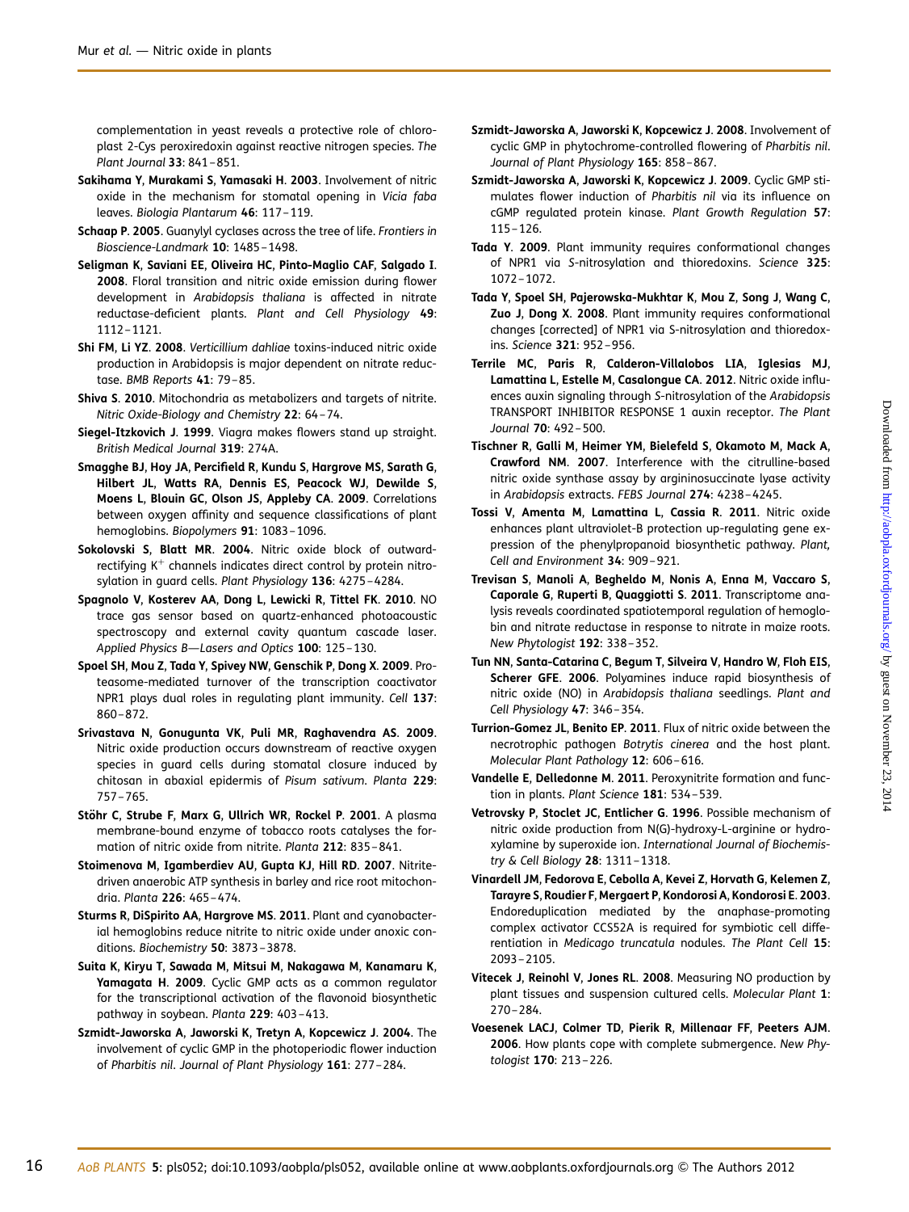complementation in yeast reveals a protective role of chloroplast 2-Cys peroxiredoxin against reactive nitrogen species. *The Plant Journal* **33**: 841–851.

**Sakihama Y, Murakami S, Yamasaki H. 2003**. Involvement of nitric oxide in the mechanism for stomatal opening in *Vicia faba* leaves. *Biologia Plantarum* **46**: 117–119.

**Schaap P. 2005**. Guanylyl cyclases across the tree of life. *Frontiers in Bioscience-Landmark* **10**: 1485–1498.

**Seligman K, Saviani EE, Oliveira HC, Pinto-Maglio CAF, Salgado I. 2008**. Floral transition and nitric oxide emission during flower development in *Arabidopsis thaliana* is affected in nitrate reductase-deficient plants. *Plant and Cell Physiology* **49**: 1112–1121.

**Shi FM, Li YZ. 2008**. *Verticillium dahliae* toxins-induced nitric oxide production in Arabidopsis is major dependent on nitrate reductase. *BMB Reports* **41**: 79–85.

**Shiva S. 2010**. Mitochondria as metabolizers and targets of nitrite. *Nitric Oxide-Biology and Chemistry* **22**: 64–74.

**Siegel-Itzkovich J. 1999**. Viagra makes flowers stand up straight. *British Medical Journal* **319**: 274A.

**Smagghe BJ, Hoy JA, Percifield R, Kundu S, Hargrove MS, Sarath G, Hilbert JL, Watts RA, Dennis ES, Peacock WJ, Dewilde S, Moens L, Blouin GC, Olson JS, Appleby CA. 2009**. Correlations between oxygen affinity and sequence classifications of plant hemoglobins. *Biopolymers* **91**: 1083–1096.

**Sokolovski S, Blatt MR. 2004**. Nitric oxide block of outward-rectifying $K^+$ channels indicates direct control by protein nitrosylation in guard cells. *Plant Physiology* **136**: 4275–4284.

**Spagnolo V, Kosterev AA, Dong L, Lewicki R, Tittel FK. 2010**. NO trace gas sensor based on quartz-enhanced photoacoustic spectroscopy and external cavity quantum cascade laser. *Applied Physics B—Lasers and Optics* **100**: 125–130.

**Spoel SH, Mou Z, Tada Y, Spivey NW, Genschik P, Dong X. 2009**. Proteasome-mediated turnover of the transcription coactivator NPR1 plays dual roles in regulating plant immunity. *Cell* **137**: 860–872.

**Srivastava N, Gonugunta VK, Puli MR, Raghavendra AS. 2009**. Nitric oxide production occurs downstream of reactive oxygen species in guard cells during stomatal closure induced by chitosan in abaxial epidermis of *Pisum sativum*. *Planta* **229**: 757–765.

**Stöhr C, Strube F, Marx G, Ullrich WR, Rockel P. 2001**. A plasma membrane-bound enzyme of tobacco roots catalyses the formation of nitric oxide from nitrite. *Planta* **212**: 835–841.

**Stoimenova M, Igamberdiev AU, Gupta KJ, Hill RD. 2007**. Nitrite-driven anaerobic ATP synthesis in barley and rice root mitochondria. *Planta* **226**: 465–474.

**Sturms R, DiSpirito AA, Hargrove MS. 2011**. Plant and cyanobacterial hemoglobins reduce nitrite to nitric oxide under anoxic conditions. *Biochemistry* **50**: 3873–3878.

**Suita K, Kiryu T, Sawada M, Mitsui M, Nakagawa M, Kanamaru K, Yamagata H. 2009**. Cyclic GMP acts as a common regulator for the transcriptional activation of the flavonoid biosynthetic pathway in soybean. *Planta* **229**: 403–413.

**Szmidt-Jaworska A, Jaworski K, Tretyn A, Kopcewicz J. 2004**. The involvement of cyclic GMP in the photoperiodic flower induction of *Pharbitis nil*. *Journal of Plant Physiology* **161**: 277–284.

**Szmidt-Jaworska A, Jaworski K, Kopcewicz J. 2008**. Involvement of cyclic GMP in phytochrome-controlled flowering of *Pharbitis nil*. *Journal of Plant Physiology* **165**: 858–867.

**Szmidt-Jaworska A, Jaworski K, Kopcewicz J. 2009**. Cyclic GMP stimulates flower induction of *Pharbitis nil* via its influence on cGMP regulated protein kinase. *Plant Growth Regulation* **57**: 115–126.

**Tada Y. 2009**. Plant immunity requires conformational changes of NPR1 via *S*-nitrosylation and thioredoxins. *Science* **325**: 1072–1072.

**Tada Y, Spoel SH, Pajerowska-Mukhtar K, Mou Z, Song J, Wang C, Zuo J, Dong X. 2008**. Plant immunity requires conformational changes [corrected] of NPR1 via S-nitrosylation and thioredoxins. *Science* **321**: 952–956.

**Terrile MC, Paris R, Calderon-Villalobos LIA, Iglesias MJ, Lamattina L, Estelle M, Casalongue CA. 2012**. Nitric oxide influences auxin signaling through *S*-nitrosylation of the *Arabidopsis* TRANSPORT INHIBITOR RESPONSE 1 auxin receptor. *The Plant Journal* **70**: 492–500.

**Tischner R, Galli M, Heimer YM, Bielefeld S, Okamoto M, Mack A, Crawford NM. 2007**. Interference with the citrulline-based nitric oxide synthase assay by argininosuccinate lyase activity in *Arabidopsis* extracts. *FEBS Journal* **274**: 4238–4245.

**Tossi V, Amenta M, Lamattina L, Cassia R. 2011**. Nitric oxide enhances plant ultraviolet-B protection up-regulating gene expression of the phenylpropanoid biosynthetic pathway. *Plant, Cell and Environment* **34**: 909–921.

**Trevisan S, Manoli A, Begheldo M, Nonis A, Enna M, Vaccaro S, Caporale G, Ruperti B, Quaggiotti S. 2011**. Transcriptome analysis reveals coordinated spatiotemporal regulation of hemoglobin and nitrate reductase in response to nitrate in maize roots. *New Phytologist* **192**: 338–352.

**Tun NN, Santa-Catarina C, Begum T, Silveira V, Handro W, Floh EIS, Scherer GFE. 2006**. Polyamines induce rapid biosynthesis of nitric oxide (NO) in *Arabidopsis thaliana* seedlings. *Plant and Cell Physiology* **47**: 346–354.

**Turrion-Gomez JL, Benito EP. 2011**. Flux of nitric oxide between the necrotrophic pathogen *Botrytis cinerea* and the host plant. *Molecular Plant Pathology* **12**: 606–616.

**Vandelle E, Delledonne M. 2011**. Peroxynitrite formation and function in plants. *Plant Science* **181**: 534–539.

**Vetrovsky P, Stoclet JC, Entlicher G. 1996**. Possible mechanism of nitric oxide production from N(G)-hydroxy-L-arginine or hydroxylamine by superoxide ion. *International Journal of Biochemistry & Cell Biology* **28**: 1311–1318.

**Vinardell JM, Fedorova E, Cebolla A, Kevei Z, Horvath G, Kelemen Z, Tarayre S, Roudier F, Mergaert P, Kondorosi A, Kondorosi E. 2003**. Endoreduplication mediated by the anaphase-promoting complex activator CCS52A is required for symbiotic cell differentiation in *Medicago truncatula* nodules. *The Plant Cell* **15**: 2093–2105.

**Vitecek J, Reinohl V, Jones RL. 2008**. Measuring NO production by plant tissues and suspension cultured cells. *Molecular Plant* **1**: 270–284.

**Voesenek LACJ, Colmer TD, Pierik R, Millenaar FF, Peeters AJM. 2006**. How plants cope with complete submergence. *New Phytologist* **170**: 213–226.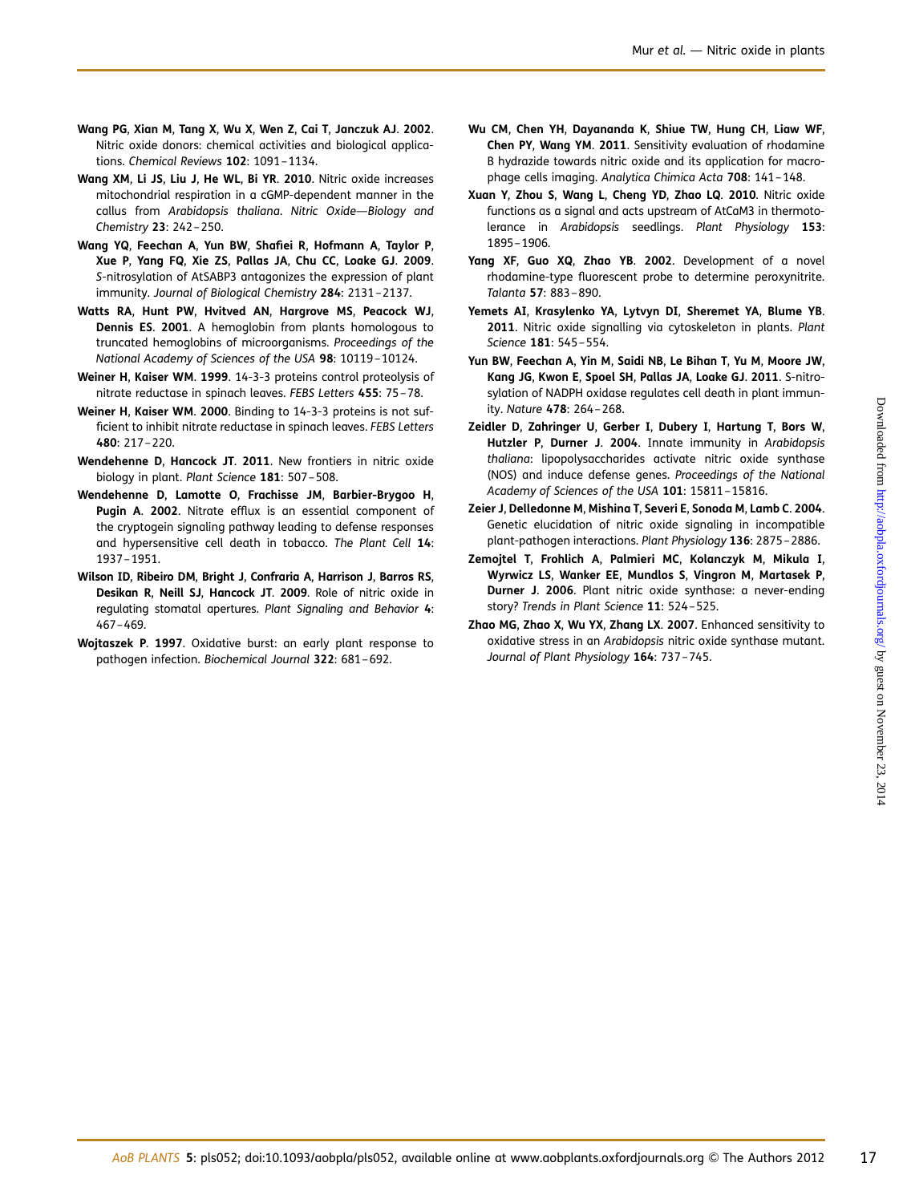**Wang PG, Xian M, Tang X, Wu X, Wen Z, Cai T, Janczuk AJ. 2002**. Nitric oxide donors: chemical activities and biological applications. *Chemical Reviews* **102**: 1091–1134.

**Wang XM, Li JS, Liu J, He WL, Bi YR. 2010**. Nitric oxide increases mitochondrial respiration in a cGMP-dependent manner in the callus from *Arabidopsis thaliana*. *Nitric Oxide—Biology and Chemistry* **23**: 242–250.

**Wang YQ, Feechan A, Yun BW, Shafiei R, Hofmann A, Taylor P, Xue P, Yang FQ, Xie ZS, Pallas JA, Chu CC, Loake GJ. 2009**. *S*-nitrosylation of AtSABP3 antagonizes the expression of plant immunity. *Journal of Biological Chemistry* **284**: 2131–2137.

**Watts RA, Hunt PW, Hvitved AN, Hargrove MS, Peacock WJ, Dennis ES. 2001**. A hemoglobin from plants homologous to truncated hemoglobins of microorganisms. *Proceedings of the National Academy of Sciences of the USA* **98**: 10119–10124.

**Weiner H, Kaiser WM. 1999**. 14-3-3 proteins control proteolysis of nitrate reductase in spinach leaves. *FEBS Letters* **455**: 75–78.

**Weiner H, Kaiser WM. 2000**. Binding to 14-3-3 proteins is not sufficient to inhibit nitrate reductase in spinach leaves. *FEBS Letters* **480**: 217–220.

**Wendehenne D, Hancock JT. 2011**. New frontiers in nitric oxide biology in plant. *Plant Science* **181**: 507–508.

**Wendehenne D, Lamotte O, Frachisse JM, Barbier-Brygoo H, Pugin A. 2002**. Nitrate efflux is an essential component of the cryptogein signaling pathway leading to defense responses and hypersensitive cell death in tobacco. *The Plant Cell* **14**: 1937–1951.

**Wilson ID, Ribeiro DM, Bright J, Confraria A, Harrison J, Barros RS, Desikan R, Neill SJ, Hancock JT. 2009**. Role of nitric oxide in regulating stomatal apertures. *Plant Signaling and Behavior* **4**: 467–469.

**Wojtaszek P. 1997**. Oxidative burst: an early plant response to pathogen infection. *Biochemical Journal* **322**: 681–692.

**Wu CM, Chen YH, Dayananda K, Shiue TW, Hung CH, Liaw WF, Chen PY, Wang YM. 2011**. Sensitivity evaluation of rhodamine B hydrazide towards nitric oxide and its application for macrophage cells imaging. *Analytica Chimica Acta* **708**: 141–148.

**Xuan Y, Zhou S, Wang L, Cheng YD, Zhao LQ. 2010**. Nitric oxide functions as a signal and acts upstream of AtCaM3 in thermotolerance in *Arabidopsis* seedlings. *Plant Physiology* **153**: 1895–1906.

**Yang XF, Guo XQ, Zhao YB. 2002**. Development of a novel rhodamine-type fluorescent probe to determine peroxynitrite. *Talanta* **57**: 883–890.

**Yemets AI, Krasylenko YA, Lytvyn DI, Sheremet YA, Blume YB. 2011**. Nitric oxide signalling via cytoskeleton in plants. *Plant Science* **181**: 545–554.

**Yun BW, Feechan A, Yin M, Saidi NB, Le Bihan T, Yu M, Moore JW, Kang JG, Kwon E, Spoel SH, Pallas JA, Loake GJ. 2011**. S-nitrosylation of NADPH oxidase regulates cell death in plant immunity. *Nature* **478**: 264–268.

**Zeidler D, Zahringer U, Gerber I, Dubery I, Hartung T, Bors W, Hutzler P, Durner J. 2004**. Innate immunity in *Arabidopsis thaliana*: lipopolysaccharides activate nitric oxide synthase (NOS) and induce defense genes. *Proceedings of the National Academy of Sciences of the USA* **101**: 15811–15816.

**Zeier J, Delledonne M, Mishina T, Severi E, Sonoda M, Lamb C. 2004**. Genetic elucidation of nitric oxide signaling in incompatible plant-pathogen interactions. *Plant Physiology* **136**: 2875–2886.

**Zemojtel T, Frohlich A, Palmieri MC, Kolanczyk M, Mikula I, Wyrwicz LS, Wanker EE, Mundlos S, Vingron M, Martasek P, Durner J. 2006**. Plant nitric oxide synthase: a never-ending story? *Trends in Plant Science* **11**: 524–525.

**Zhao MG, Zhao X, Wu YX, Zhang LX. 2007**. Enhanced sensitivity to oxidative stress in an *Arabidopsis* nitric oxide synthase mutant. *Journal of Plant Physiology* **164**: 737–745.